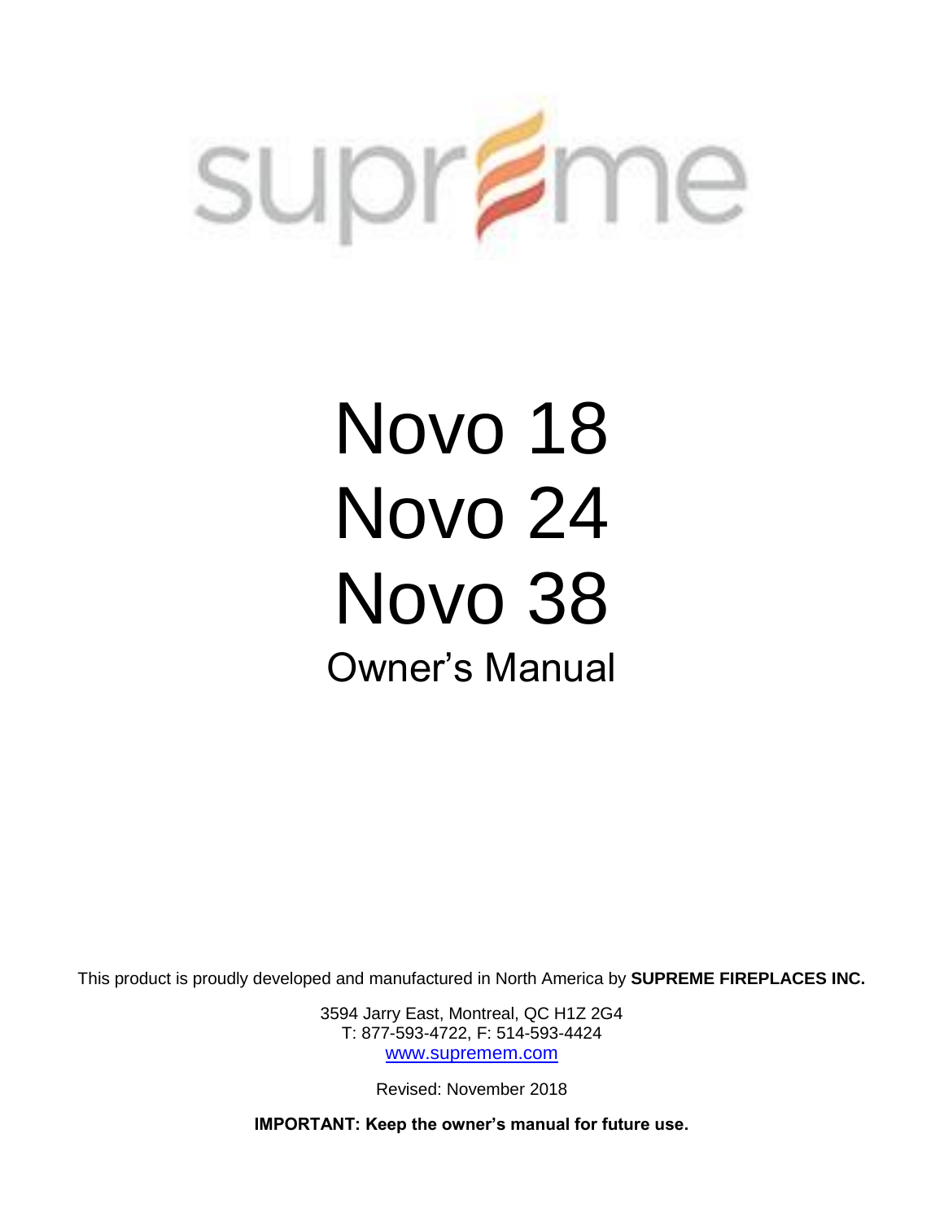supreme

# Novo 18
# Novo 24
# Novo 38
## Owner's Manual

This product is proudly developed and manufactured in North America by **SUPREME FIREPLACES INC.**

3594 Jarry East, Montreal, QC H1Z 2G4
T: 877-593-4722, F: 514-593-4424
www.supremem.com

Revised: November 2018

**IMPORTANT: Keep the owner's manual for future use.**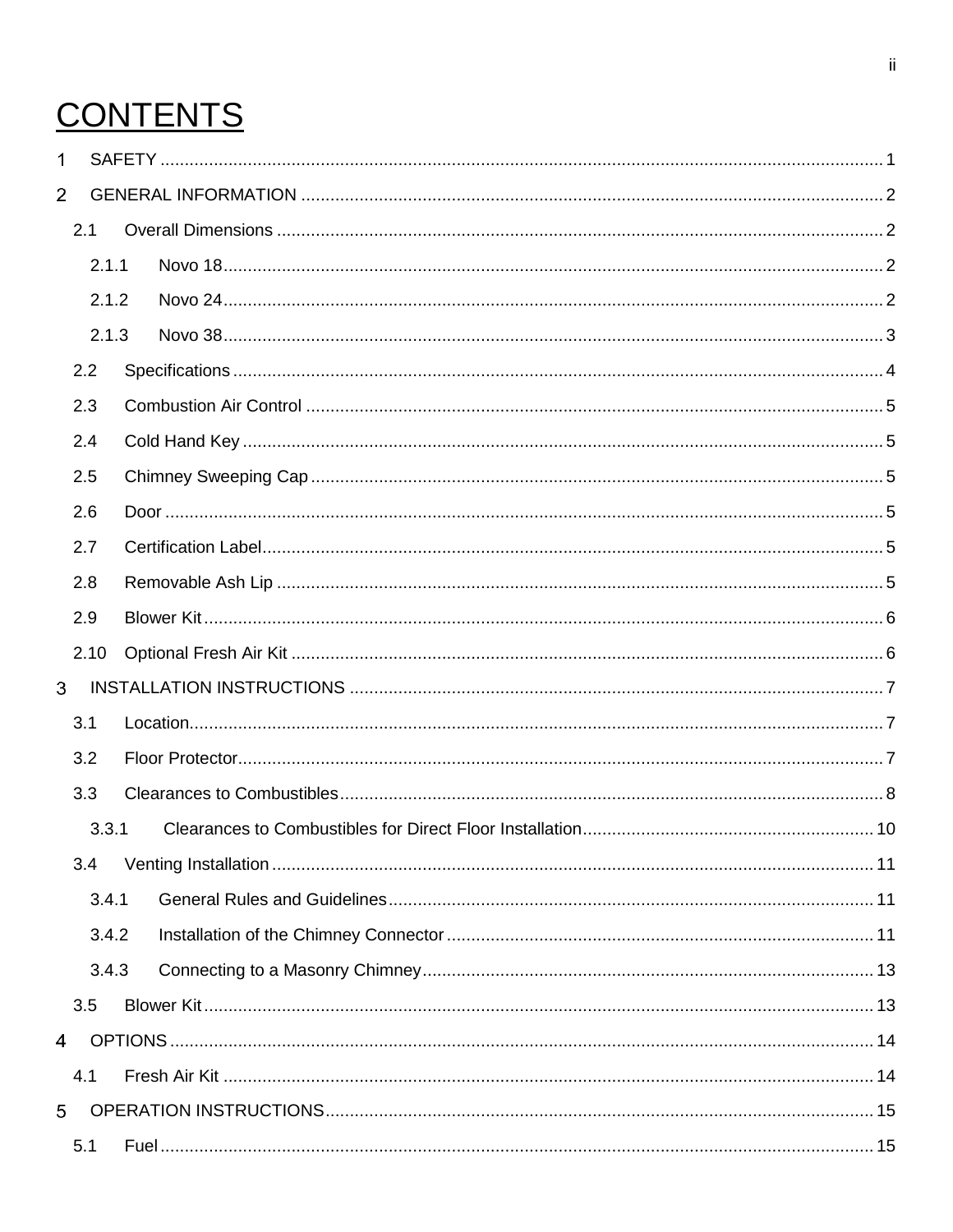# CONTENTS

1 SAFETY ..... 1

2 GENERAL INFORMATION ..... 2

- 2.1 Overall Dimensions ..... 2
  - 2.1.1 Novo 18 ..... 2
  - 2.1.2 Novo 24 ..... 2
  - 2.1.3 Novo 38 ..... 3
- 2.2 Specifications ..... 4
- 2.3 Combustion Air Control ..... 5
- 2.4 Cold Hand Key ..... 5
- 2.5 Chimney Sweeping Cap ..... 5
- 2.6 Door ..... 5
- 2.7 Certification Label ..... 5
- 2.8 Removable Ash Lip ..... 5
- 2.9 Blower Kit ..... 6
- 2.10 Optional Fresh Air Kit ..... 6

3 INSTALLATION INSTRUCTIONS ..... 7

- 3.1 Location ..... 7
- 3.2 Floor Protector ..... 7
- 3.3 Clearances to Combustibles ..... 8
  - 3.3.1 Clearances to Combustibles for Direct Floor Installation ..... 10
- 3.4 Venting Installation ..... 11
  - 3.4.1 General Rules and Guidelines ..... 11
  - 3.4.2 Installation of the Chimney Connector ..... 11
  - 3.4.3 Connecting to a Masonry Chimney ..... 13
- 3.5 Blower Kit ..... 13

4 OPTIONS ..... 14

- 4.1 Fresh Air Kit ..... 14

5 OPERATION INSTRUCTIONS ..... 15

- 5.1 Fuel ..... 15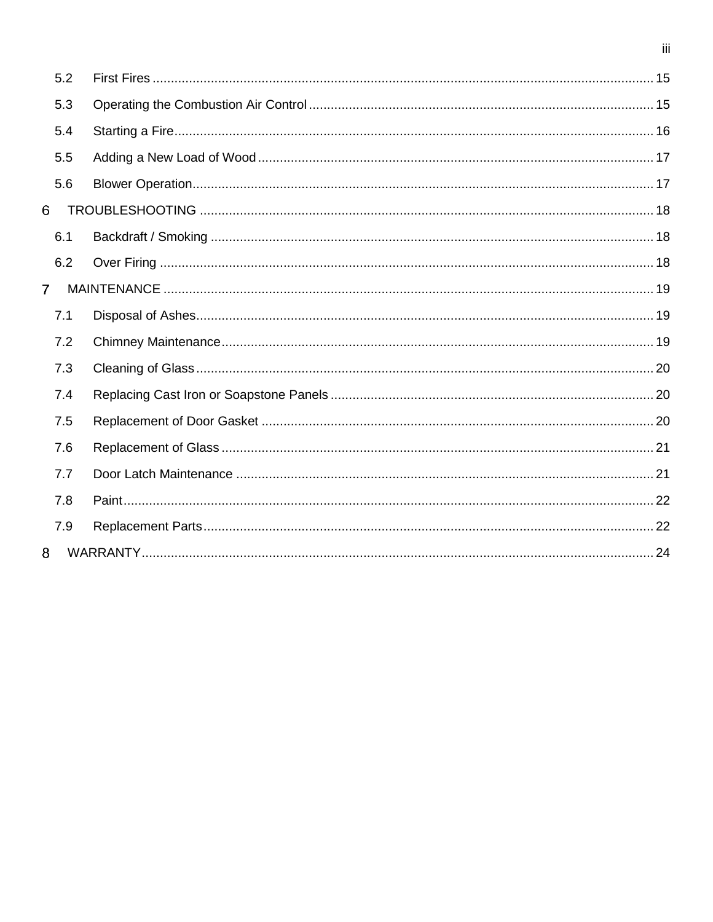| | | |
|---|---|---|
| 5.2 | First Fires | 15 |
| 5.3 | Operating the Combustion Air Control | 15 |
| 5.4 | Starting a Fire | 16 |
| 5.5 | Adding a New Load of Wood | 17 |
| 5.6 | Blower Operation | 17 |
| 6 | TROUBLESHOOTING | 18 |
| 6.1 | Backdraft / Smoking | 18 |
| 6.2 | Over Firing | 18 |
| 7 | MAINTENANCE | 19 |
| 7.1 | Disposal of Ashes | 19 |
| 7.2 | Chimney Maintenance | 19 |
| 7.3 | Cleaning of Glass | 20 |
| 7.4 | Replacing Cast Iron or Soapstone Panels | 20 |
| 7.5 | Replacement of Door Gasket | 20 |
| 7.6 | Replacement of Glass | 21 |
| 7.7 | Door Latch Maintenance | 21 |
| 7.8 | Paint | 22 |
| 7.9 | Replacement Parts | 22 |
| 8 | WARRANTY | 24 |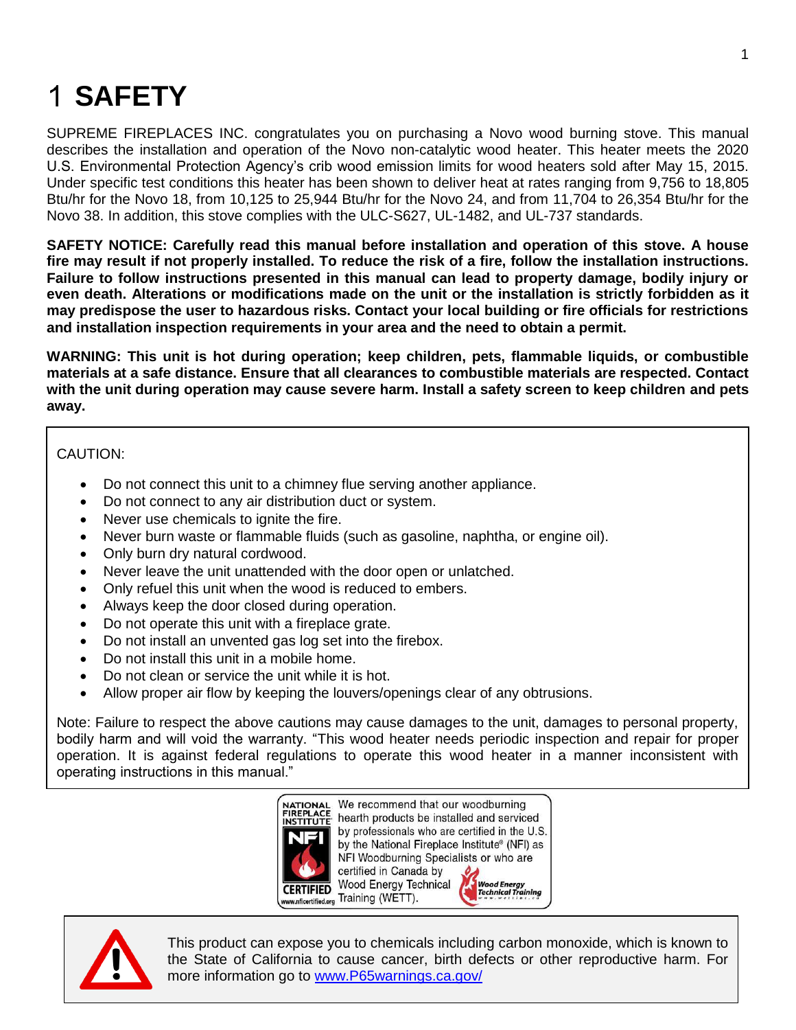# 1 SAFETY

SUPREME FIREPLACES INC. congratulates you on purchasing a Novo wood burning stove. This manual describes the installation and operation of the Novo non-catalytic wood heater. This heater meets the 2020 U.S. Environmental Protection Agency's crib wood emission limits for wood heaters sold after May 15, 2015. Under specific test conditions this heater has been shown to deliver heat at rates ranging from 9,756 to 18,805 Btu/hr for the Novo 18, from 10,125 to 25,944 Btu/hr for the Novo 24, and from 11,704 to 26,354 Btu/hr for the Novo 38. In addition, this stove complies with the ULC-S627, UL-1482, and UL-737 standards.

**SAFETY NOTICE: Carefully read this manual before installation and operation of this stove. A house fire may result if not properly installed. To reduce the risk of a fire, follow the installation instructions. Failure to follow instructions presented in this manual can lead to property damage, bodily injury or even death. Alterations or modifications made on the unit or the installation is strictly forbidden as it may predispose the user to hazardous risks. Contact your local building or fire officials for restrictions and installation inspection requirements in your area and the need to obtain a permit.**

**WARNING: This unit is hot during operation; keep children, pets, flammable liquids, or combustible materials at a safe distance. Ensure that all clearances to combustible materials are respected. Contact with the unit during operation may cause severe harm. Install a safety screen to keep children and pets away.**

CAUTION:

- Do not connect this unit to a chimney flue serving another appliance.
- Do not connect to any air distribution duct or system.
- Never use chemicals to ignite the fire.
- Never burn waste or flammable fluids (such as gasoline, naphtha, or engine oil).
- Only burn dry natural cordwood.
- Never leave the unit unattended with the door open or unlatched.
- Only refuel this unit when the wood is reduced to embers.
- Always keep the door closed during operation.
- Do not operate this unit with a fireplace grate.
- Do not install an unvented gas log set into the firebox.
- Do not install this unit in a mobile home.
- Do not clean or service the unit while it is hot.
- Allow proper air flow by keeping the louvers/openings clear of any obtrusions.

Note: Failure to respect the above cautions may cause damages to the unit, damages to personal property, bodily harm and will void the warranty. "This wood heater needs periodic inspection and repair for proper operation. It is against federal regulations to operate this wood heater in a manner inconsistent with operating instructions in this manual."

NATIONAL FIREPLACE INSTITUTE NFI CERTIFIED www.nficertified.org

We recommend that our woodburning hearth products be installed and serviced by professionals who are certified in the U.S. by the National Fireplace Institute® (NFI) as NFI Woodburning Specialists or who are certified in Canada by Wood Energy Technical Training (WETT).

Wood Energy Technical Training www.wettinc.ca

This product can expose you to chemicals including carbon monoxide, which is known to the State of California to cause cancer, birth defects or other reproductive harm. For more information go to [www.P65warnings.ca.gov/](www.P65warnings.ca.gov/)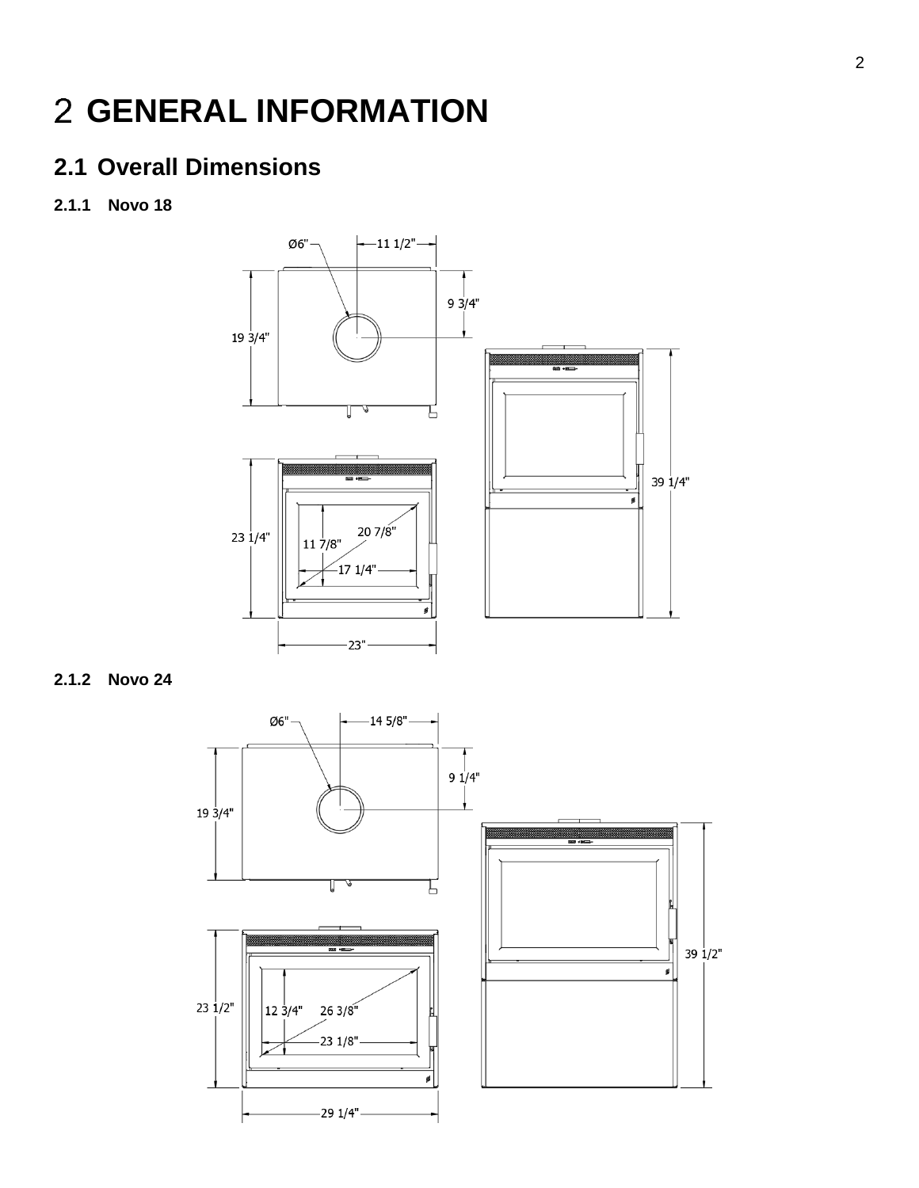# 2 GENERAL INFORMATION

## 2.1 Overall Dimensions

### 2.1.1 Novo 18

Ø6"
11 1/2"
9 3/4"
19 3/4"
23 1/4"
11 7/8"
20 7/8"
17 1/4"
23"
39 1/4"

### 2.1.2 Novo 24

Ø6"
14 5/8"
9 1/4"
19 3/4"
23 1/2"
12 3/4"
26 3/8"
23 1/8"
29 1/4"
39 1/2"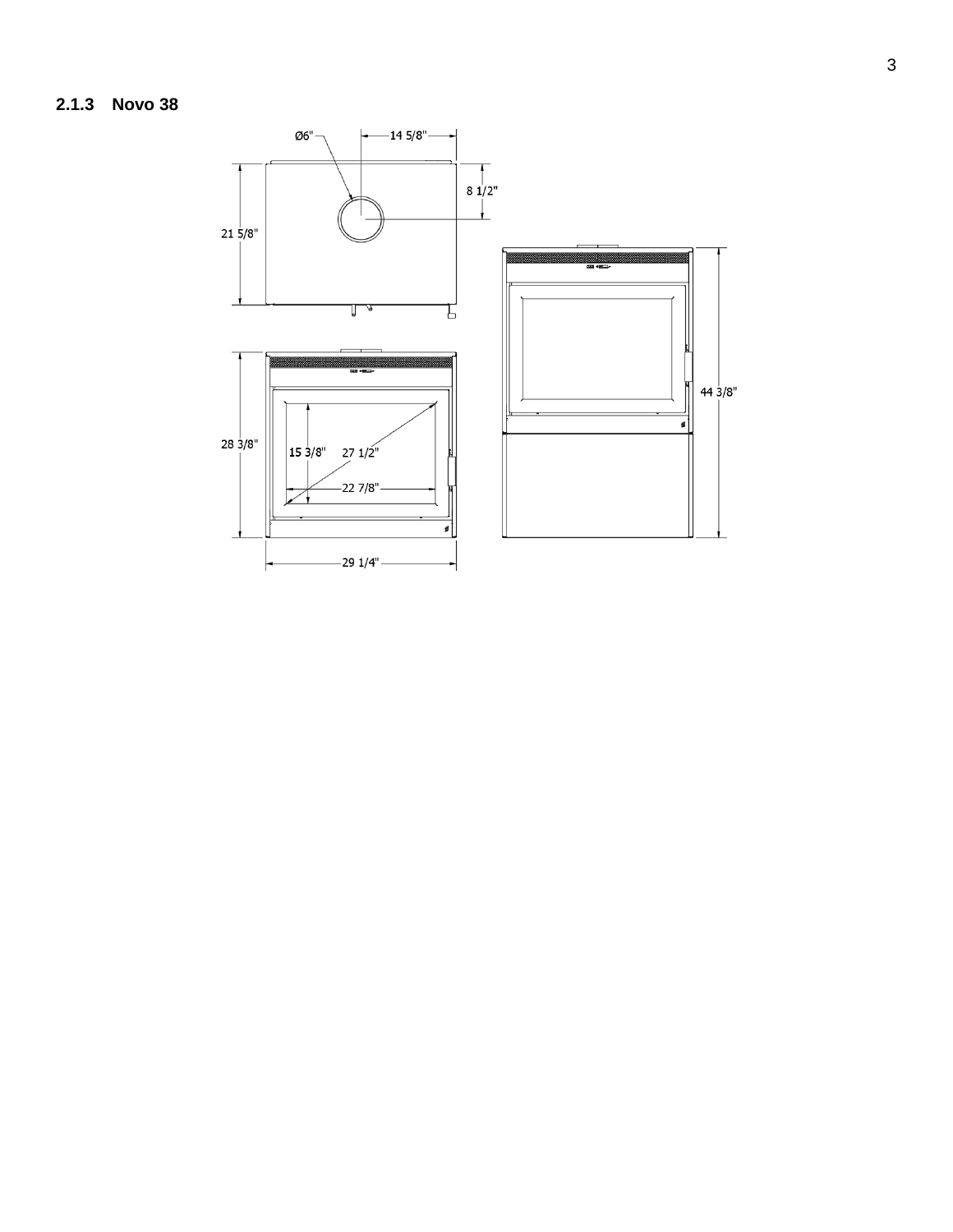### 2.1.3 Novo 38

Ø6"

14 5/8"

8 1/2"

21 5/8"

44 3/8"

28 3/8"

15 3/8"

27 1/2"

22 7/8"

29 1/4"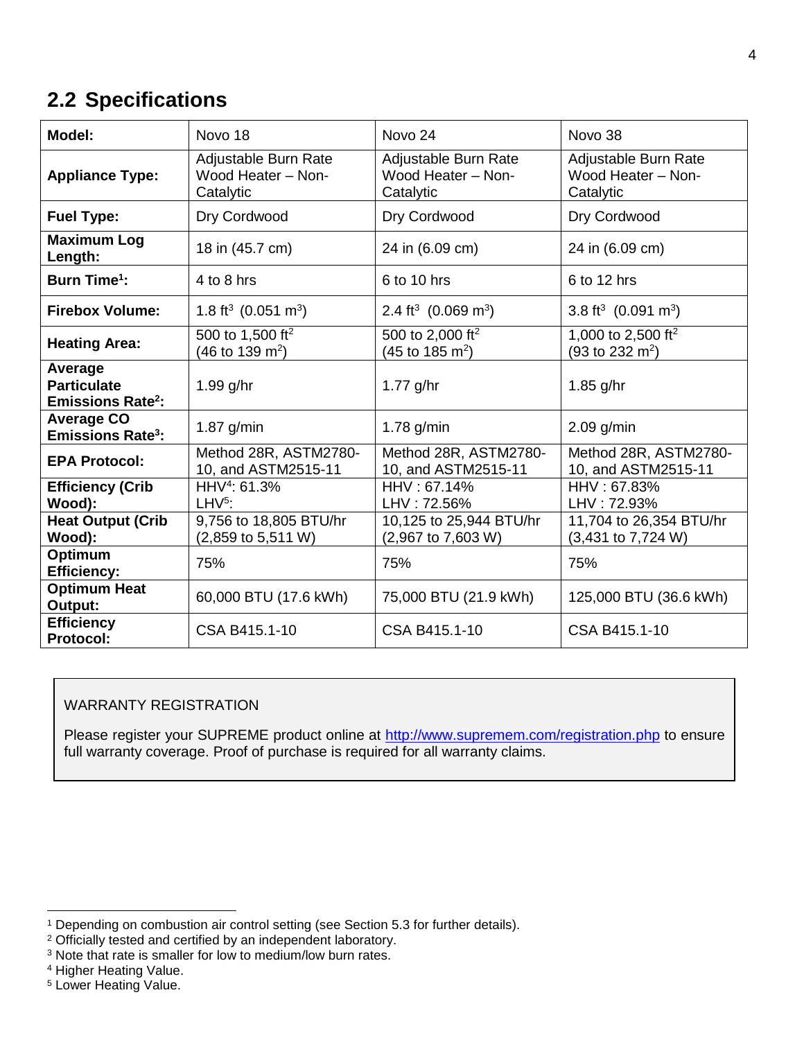## 2.2 Specifications

| Model: | Novo 18 | Novo 24 | Novo 38 |
|---|---|---|---|
| **Appliance Type:** | Adjustable Burn Rate Wood Heater – Non-Catalytic | Adjustable Burn Rate Wood Heater – Non-Catalytic | Adjustable Burn Rate Wood Heater – Non-Catalytic |
| **Fuel Type:** | Dry Cordwood | Dry Cordwood | Dry Cordwood |
| **Maximum Log Length:** | 18 in (45.7 cm) | 24 in (6.09 cm) | 24 in (6.09 cm) |
| **Burn Time[1]:** | 4 to 8 hrs | 6 to 10 hrs | 6 to 12 hrs |
| **Firebox Volume:** | 1.8 $ft^3$ (0.051 $m^3$) | 2.4 $ft^3$ (0.069 $m^3$) | 3.8 $ft^3$ (0.091 $m^3$) |
| **Heating Area:** | 500 to 1,500 $ft^2$ (46 to 139 $m^2$) | 500 to 2,000 $ft^2$ (45 to 185 $m^2$) | 1,000 to 2,500 $ft^2$ (93 to 232 $m^2$) |
| **Average Particulate Emissions Rate[2]:** | 1.99 g/hr | 1.77 g/hr | 1.85 g/hr |
| **Average CO Emissions Rate[3]:** | 1.87 g/min | 1.78 g/min | 2.09 g/min |
| **EPA Protocol:** | Method 28R, ASTM2780-10, and ASTM2515-11 | Method 28R, ASTM2780-10, and ASTM2515-11 | Method 28R, ASTM2780-10, and ASTM2515-11 |
| **Efficiency (Crib Wood):** | HHV[4]: 61.3% LHV[5]: | HHV : 67.14% LHV : 72.56% | HHV : 67.83% LHV : 72.93% |
| **Heat Output (Crib Wood):** | 9,756 to 18,805 BTU/hr (2,859 to 5,511 W) | 10,125 to 25,944 BTU/hr (2,967 to 7,603 W) | 11,704 to 26,354 BTU/hr (3,431 to 7,724 W) |
| **Optimum Efficiency:** | 75% | 75% | 75% |
| **Optimum Heat Output:** | 60,000 BTU (17.6 kWh) | 75,000 BTU (21.9 kWh) | 125,000 BTU (36.6 kWh) |
| **Efficiency Protocol:** | CSA B415.1-10 | CSA B415.1-10 | CSA B415.1-10 |

WARRANTY REGISTRATION

Please register your SUPREME product online at http://www.supremem.com/registration.php to ensure full warranty coverage. Proof of purchase is required for all warranty claims.

---

[1] Depending on combustion air control setting (see Section 5.3 for further details).

[2] Officially tested and certified by an independent laboratory.

[3] Note that rate is smaller for low to medium/low burn rates.

[4] Higher Heating Value.

[5] Lower Heating Value.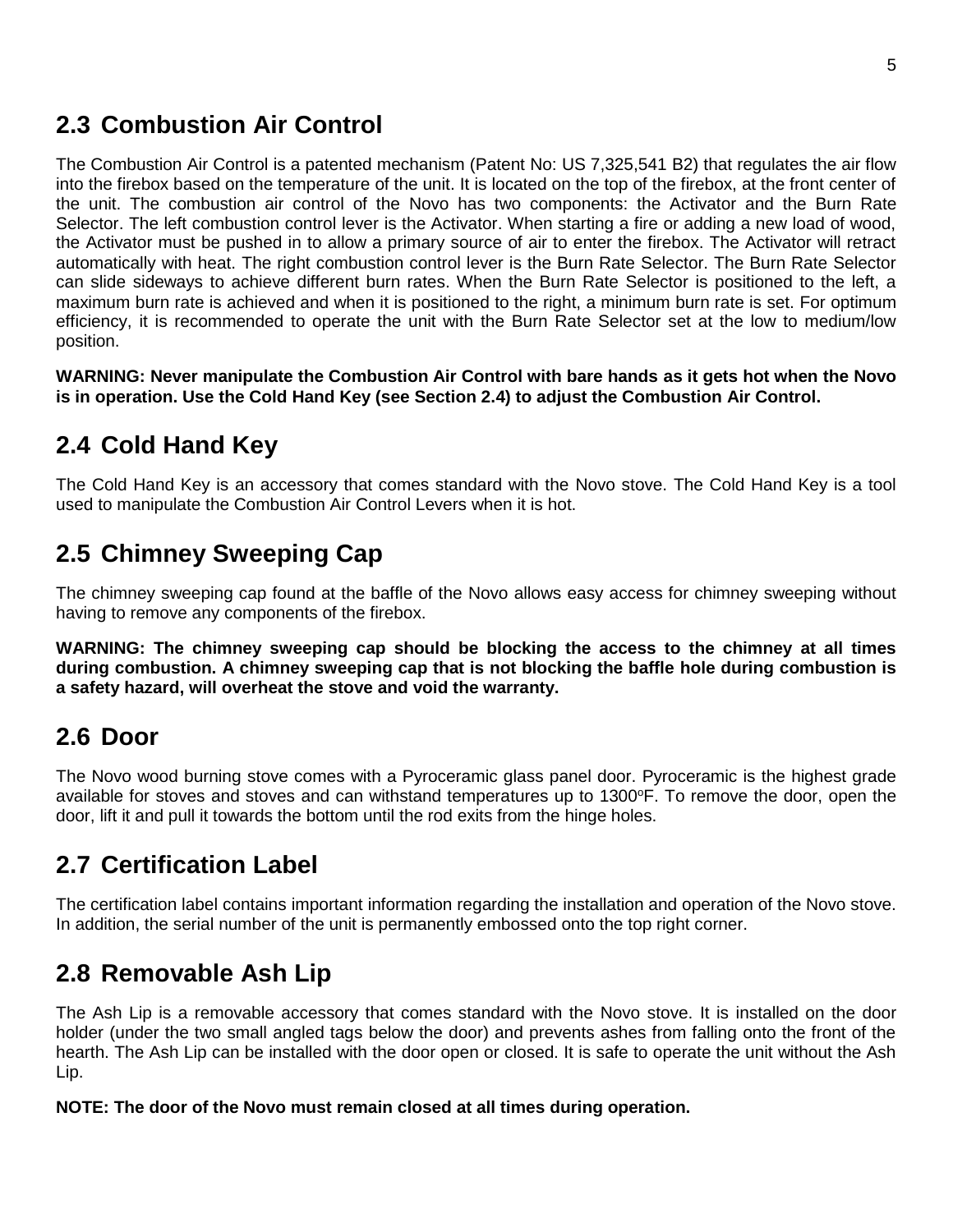## 2.3 Combustion Air Control

The Combustion Air Control is a patented mechanism (Patent No: US 7,325,541 B2) that regulates the air flow into the firebox based on the temperature of the unit. It is located on the top of the firebox, at the front center of the unit. The combustion air control of the Novo has two components: the Activator and the Burn Rate Selector. The left combustion control lever is the Activator. When starting a fire or adding a new load of wood, the Activator must be pushed in to allow a primary source of air to enter the firebox. The Activator will retract automatically with heat. The right combustion control lever is the Burn Rate Selector. The Burn Rate Selector can slide sideways to achieve different burn rates. When the Burn Rate Selector is positioned to the left, a maximum burn rate is achieved and when it is positioned to the right, a minimum burn rate is set. For optimum efficiency, it is recommended to operate the unit with the Burn Rate Selector set at the low to medium/low position.

**WARNING: Never manipulate the Combustion Air Control with bare hands as it gets hot when the Novo is in operation. Use the Cold Hand Key (see Section 2.4) to adjust the Combustion Air Control.**

## 2.4 Cold Hand Key

The Cold Hand Key is an accessory that comes standard with the Novo stove. The Cold Hand Key is a tool used to manipulate the Combustion Air Control Levers when it is hot.

## 2.5 Chimney Sweeping Cap

The chimney sweeping cap found at the baffle of the Novo allows easy access for chimney sweeping without having to remove any components of the firebox.

**WARNING: The chimney sweeping cap should be blocking the access to the chimney at all times during combustion. A chimney sweeping cap that is not blocking the baffle hole during combustion is a safety hazard, will overheat the stove and void the warranty.**

## 2.6 Door

The Novo wood burning stove comes with a Pyroceramic glass panel door. Pyroceramic is the highest grade available for stoves and stoves and can withstand temperatures up to 1300°F. To remove the door, open the door, lift it and pull it towards the bottom until the rod exits from the hinge holes.

## 2.7 Certification Label

The certification label contains important information regarding the installation and operation of the Novo stove. In addition, the serial number of the unit is permanently embossed onto the top right corner.

## 2.8 Removable Ash Lip

The Ash Lip is a removable accessory that comes standard with the Novo stove. It is installed on the door holder (under the two small angled tags below the door) and prevents ashes from falling onto the front of the hearth. The Ash Lip can be installed with the door open or closed. It is safe to operate the unit without the Ash Lip.

**NOTE: The door of the Novo must remain closed at all times during operation.**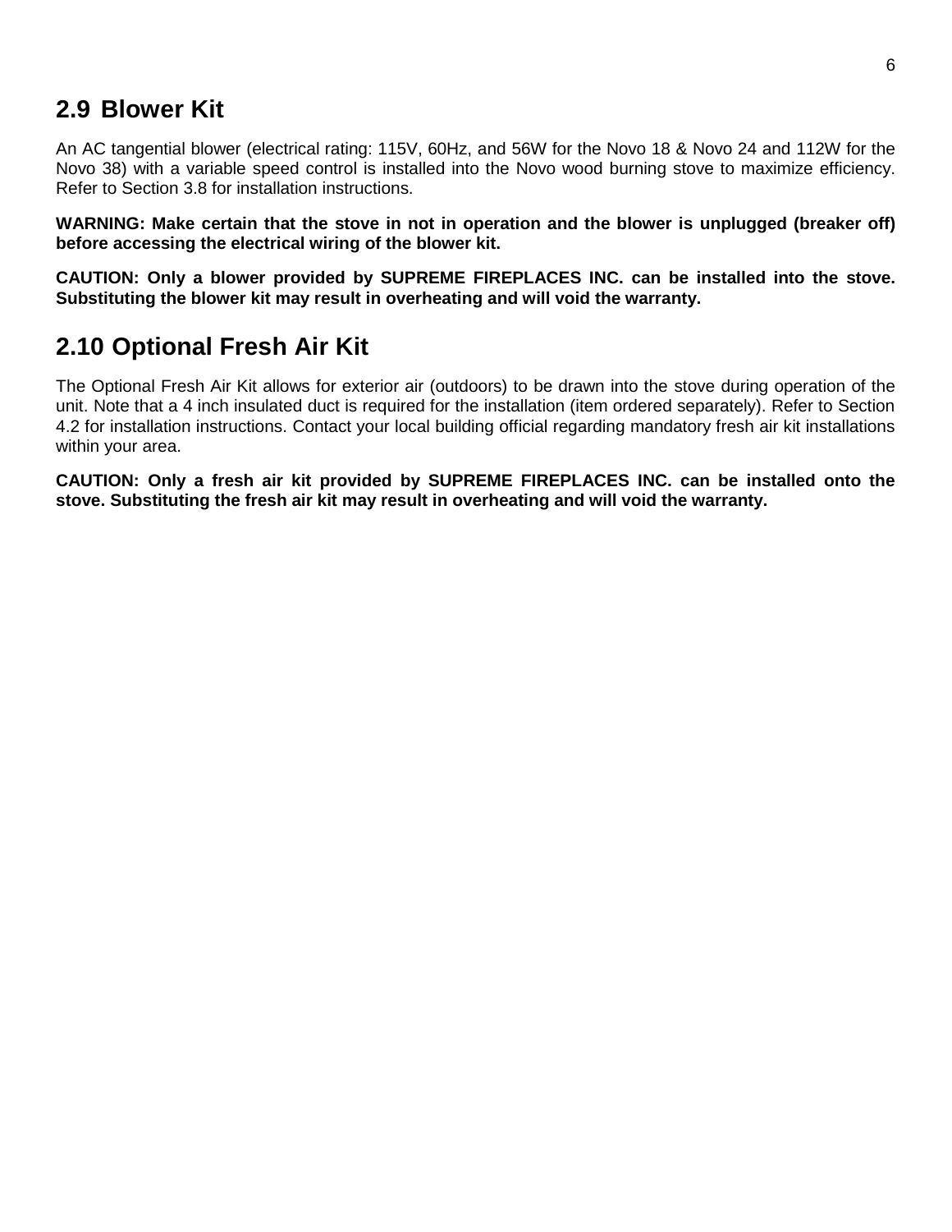## 2.9 Blower Kit

An AC tangential blower (electrical rating: 115V, 60Hz, and 56W for the Novo 18 & Novo 24 and 112W for the Novo 38) with a variable speed control is installed into the Novo wood burning stove to maximize efficiency. Refer to Section 3.8 for installation instructions.

**WARNING: Make certain that the stove in not in operation and the blower is unplugged (breaker off) before accessing the electrical wiring of the blower kit.**

**CAUTION: Only a blower provided by SUPREME FIREPLACES INC. can be installed into the stove. Substituting the blower kit may result in overheating and will void the warranty.**

## 2.10 Optional Fresh Air Kit

The Optional Fresh Air Kit allows for exterior air (outdoors) to be drawn into the stove during operation of the unit. Note that a 4 inch insulated duct is required for the installation (item ordered separately). Refer to Section 4.2 for installation instructions. Contact your local building official regarding mandatory fresh air kit installations within your area.

**CAUTION: Only a fresh air kit provided by SUPREME FIREPLACES INC. can be installed onto the stove. Substituting the fresh air kit may result in overheating and will void the warranty.**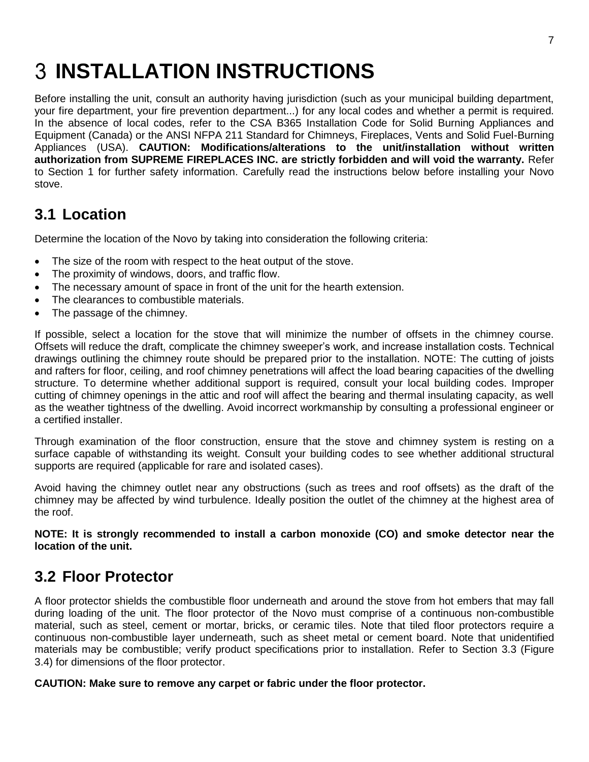# 3 INSTALLATION INSTRUCTIONS

Before installing the unit, consult an authority having jurisdiction (such as your municipal building department, your fire department, your fire prevention department...) for any local codes and whether a permit is required. In the absence of local codes, refer to the CSA B365 Installation Code for Solid Burning Appliances and Equipment (Canada) or the ANSI NFPA 211 Standard for Chimneys, Fireplaces, Vents and Solid Fuel-Burning Appliances (USA). **CAUTION: Modifications/alterations to the unit/installation without written authorization from SUPREME FIREPLACES INC. are strictly forbidden and will void the warranty.** Refer to Section 1 for further safety information. Carefully read the instructions below before installing your Novo stove.

## 3.1 Location

Determine the location of the Novo by taking into consideration the following criteria:

- The size of the room with respect to the heat output of the stove.
- The proximity of windows, doors, and traffic flow.
- The necessary amount of space in front of the unit for the hearth extension.
- The clearances to combustible materials.
- The passage of the chimney.

If possible, select a location for the stove that will minimize the number of offsets in the chimney course. Offsets will reduce the draft, complicate the chimney sweeper's work, and increase installation costs. Technical drawings outlining the chimney route should be prepared prior to the installation. NOTE: The cutting of joists and rafters for floor, ceiling, and roof chimney penetrations will affect the load bearing capacities of the dwelling structure. To determine whether additional support is required, consult your local building codes. Improper cutting of chimney openings in the attic and roof will affect the bearing and thermal insulating capacity, as well as the weather tightness of the dwelling. Avoid incorrect workmanship by consulting a professional engineer or a certified installer.

Through examination of the floor construction, ensure that the stove and chimney system is resting on a surface capable of withstanding its weight. Consult your building codes to see whether additional structural supports are required (applicable for rare and isolated cases).

Avoid having the chimney outlet near any obstructions (such as trees and roof offsets) as the draft of the chimney may be affected by wind turbulence. Ideally position the outlet of the chimney at the highest area of the roof.

**NOTE: It is strongly recommended to install a carbon monoxide (CO) and smoke detector near the location of the unit.**

## 3.2 Floor Protector

A floor protector shields the combustible floor underneath and around the stove from hot embers that may fall during loading of the unit. The floor protector of the Novo must comprise of a continuous non-combustible material, such as steel, cement or mortar, bricks, or ceramic tiles. Note that tiled floor protectors require a continuous non-combustible layer underneath, such as sheet metal or cement board. Note that unidentified materials may be combustible; verify product specifications prior to installation. Refer to Section 3.3 (Figure 3.4) for dimensions of the floor protector.

**CAUTION: Make sure to remove any carpet or fabric under the floor protector.**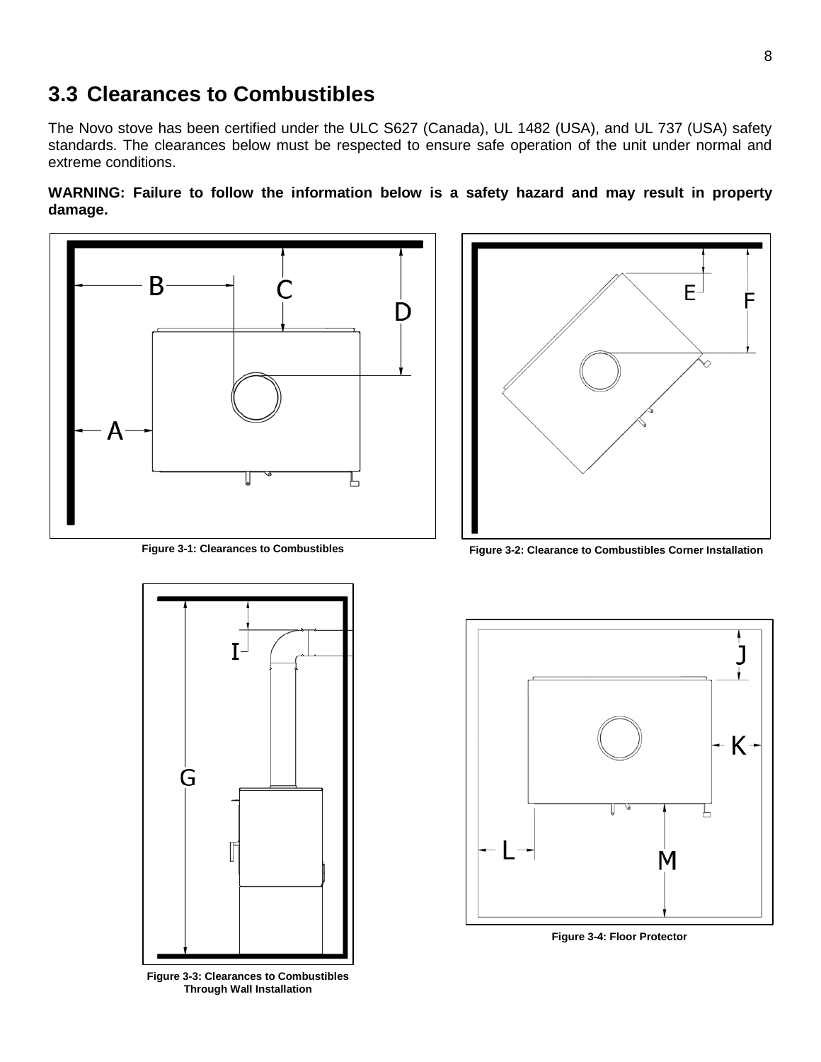## 3.3 Clearances to Combustibles

The Novo stove has been certified under the ULC S627 (Canada), UL 1482 (USA), and UL 737 (USA) safety standards. The clearances below must be respected to ensure safe operation of the unit under normal and extreme conditions.

**WARNING: Failure to follow the information below is a safety hazard and may result in property damage.**

Figure 3-1: Clearances to Combustibles

Figure 3-2: Clearance to Combustibles Corner Installation

Figure 3-3: Clearances to Combustibles Through Wall Installation

Figure 3-4: Floor Protector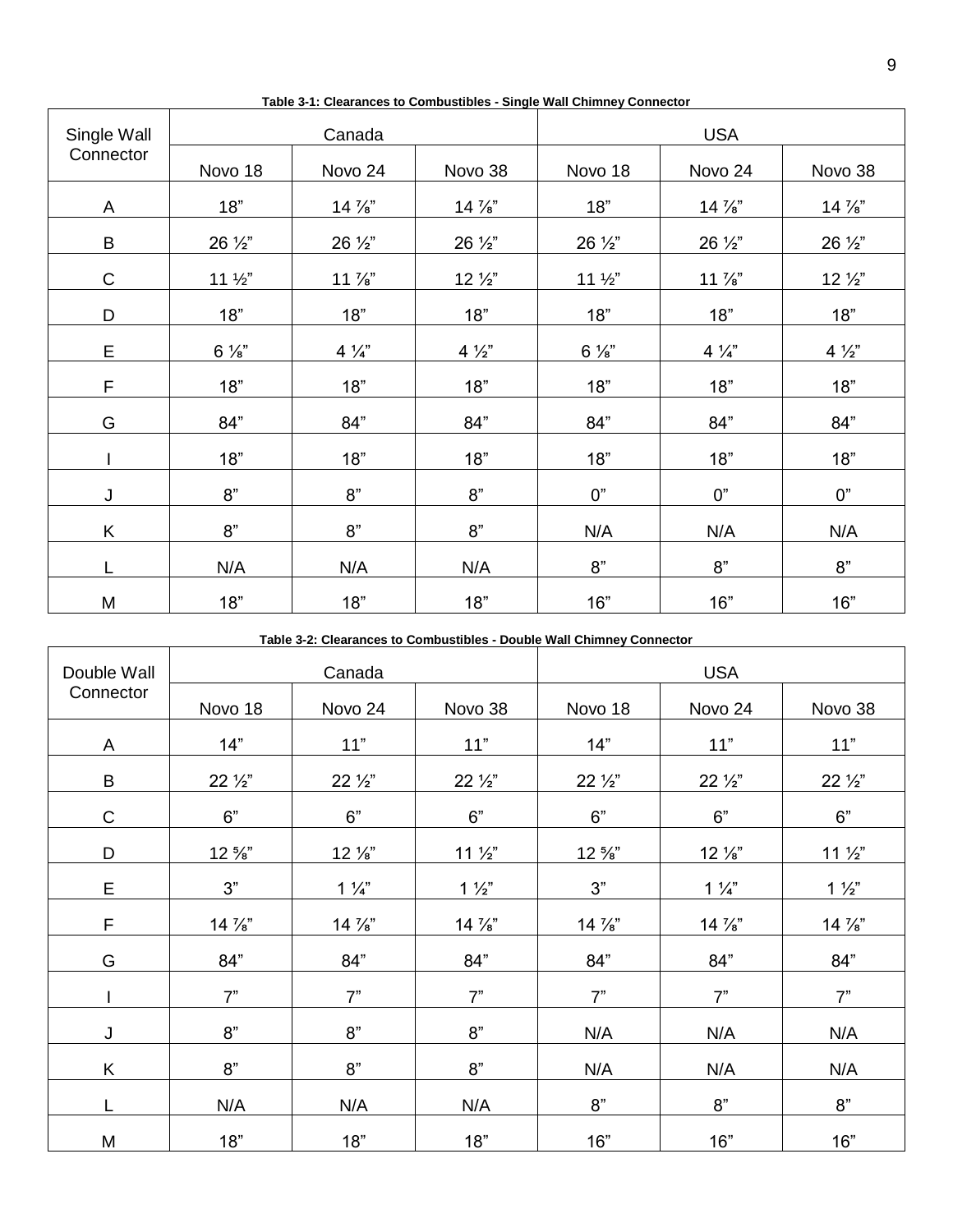**Table 3-1: Clearances to Combustibles - Single Wall Chimney Connector**

| Single Wall Connector | Canada | | | USA | | |
|---|---|---|---|---|---|---|
| | Novo 18 | Novo 24 | Novo 38 | Novo 18 | Novo 24 | Novo 38 |
| A | 18” | 14 ⅞” | 14 ⅞” | 18” | 14 ⅞” | 14 ⅞” |
| B | 26 ½” | 26 ½” | 26 ½” | 26 ½” | 26 ½” | 26 ½” |
| C | 11 ½” | 11 ⅞” | 12 ½” | 11 ½” | 11 ⅞” | 12 ½” |
| D | 18” | 18” | 18” | 18” | 18” | 18” |
| E | 6 ⅛” | 4 ¼” | 4 ½” | 6 ⅛” | 4 ¼” | 4 ½” |
| F | 18” | 18” | 18” | 18” | 18” | 18” |
| G | 84” | 84” | 84” | 84” | 84” | 84” |
| I | 18” | 18” | 18” | 18” | 18” | 18” |
| J | 8” | 8” | 8” | 0” | 0” | 0” |
| K | 8” | 8” | 8” | N/A | N/A | N/A |
| L | N/A | N/A | N/A | 8” | 8” | 8” |
| M | 18” | 18” | 18” | 16” | 16” | 16” |

**Table 3-2: Clearances to Combustibles - Double Wall Chimney Connector**

| Double Wall Connector | Canada | | | USA | | |
|---|---|---|---|---|---|---|
| | Novo 18 | Novo 24 | Novo 38 | Novo 18 | Novo 24 | Novo 38 |
| A | 14” | 11” | 11” | 14” | 11” | 11” |
| B | 22 ½” | 22 ½” | 22 ½” | 22 ½” | 22 ½” | 22 ½” |
| C | 6” | 6” | 6” | 6” | 6” | 6” |
| D | 12 ⅝” | 12 ⅛” | 11 ½” | 12 ⅝” | 12 ⅛” | 11 ½” |
| E | 3” | 1 ¼” | 1 ½” | 3” | 1 ¼” | 1 ½” |
| F | 14 ⅞” | 14 ⅞” | 14 ⅞” | 14 ⅞” | 14 ⅞” | 14 ⅞” |
| G | 84” | 84” | 84” | 84” | 84” | 84” |
| I | 7” | 7” | 7” | 7” | 7” | 7” |
| J | 8” | 8” | 8” | N/A | N/A | N/A |
| K | 8” | 8” | 8” | N/A | N/A | N/A |
| L | N/A | N/A | N/A | 8” | 8” | 8” |
| M | 18” | 18” | 18” | 16” | 16” | 16” |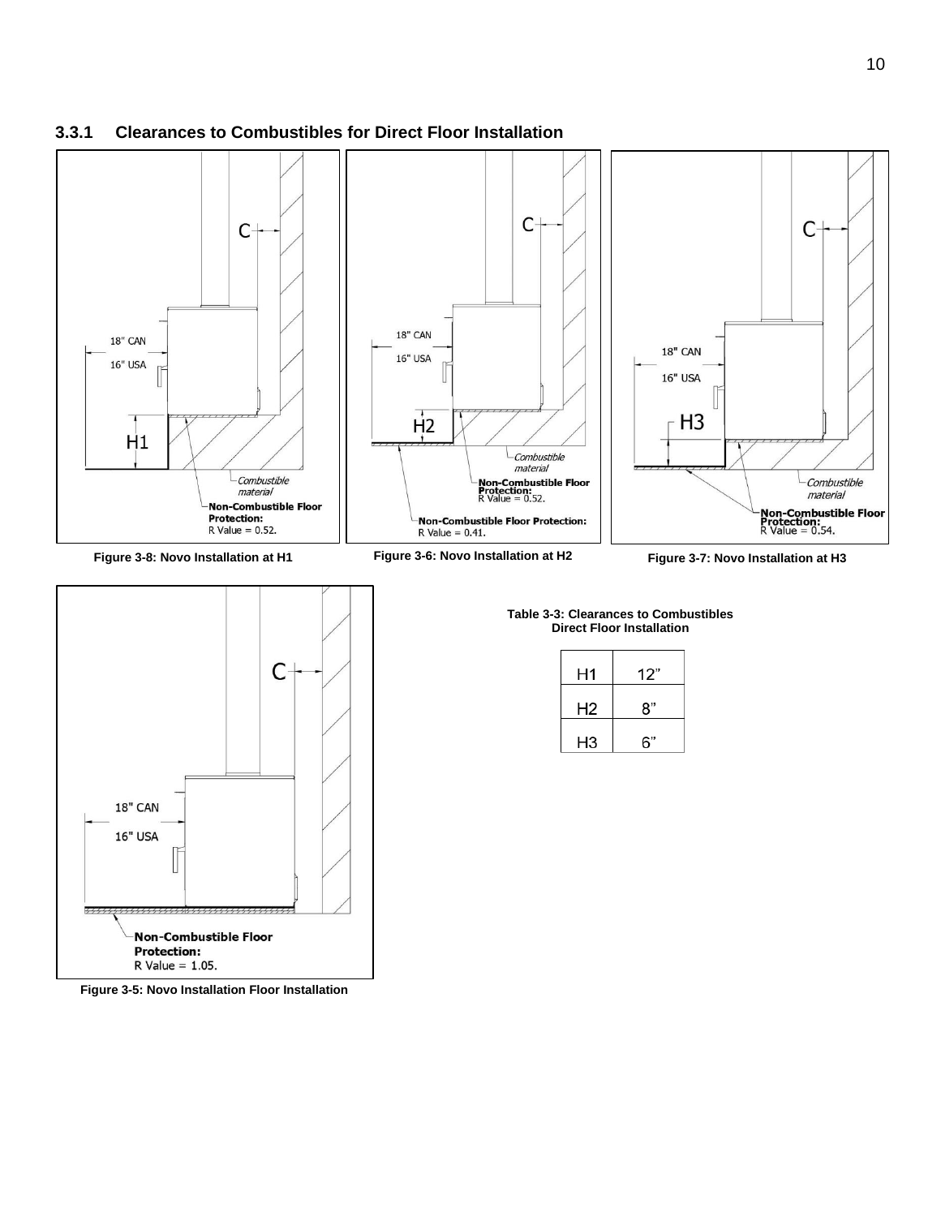### 3.3.1 Clearances to Combustibles for Direct Floor Installation

C

18" CAN

16" USA

H1

Combustible material

**Non-Combustible Floor Protection:**
R Value = 0.52.

**Figure 3-8: Novo Installation at H1**

C

18" CAN

16" USA

H2

Combustible material

**Non-Combustible Floor Protection:**
R Value = 0.52.

**Non-Combustible Floor Protection:**
R Value = 0.41.

**Figure 3-6: Novo Installation at H2**

C

18" CAN

16" USA

H3

Combustible material

**Non-Combustible Floor Protection:**
R Value = 0.54.

**Figure 3-7: Novo Installation at H3**

C

18" CAN

16" USA

**Non-Combustible Floor Protection:**
R Value = 1.05.

**Figure 3-5: Novo Installation Floor Installation**

**Table 3-3: Clearances to Combustibles Direct Floor Installation**

| | |
|---|---|
| H1 | 12" |
| H2 | 8" |
| H3 | 6" |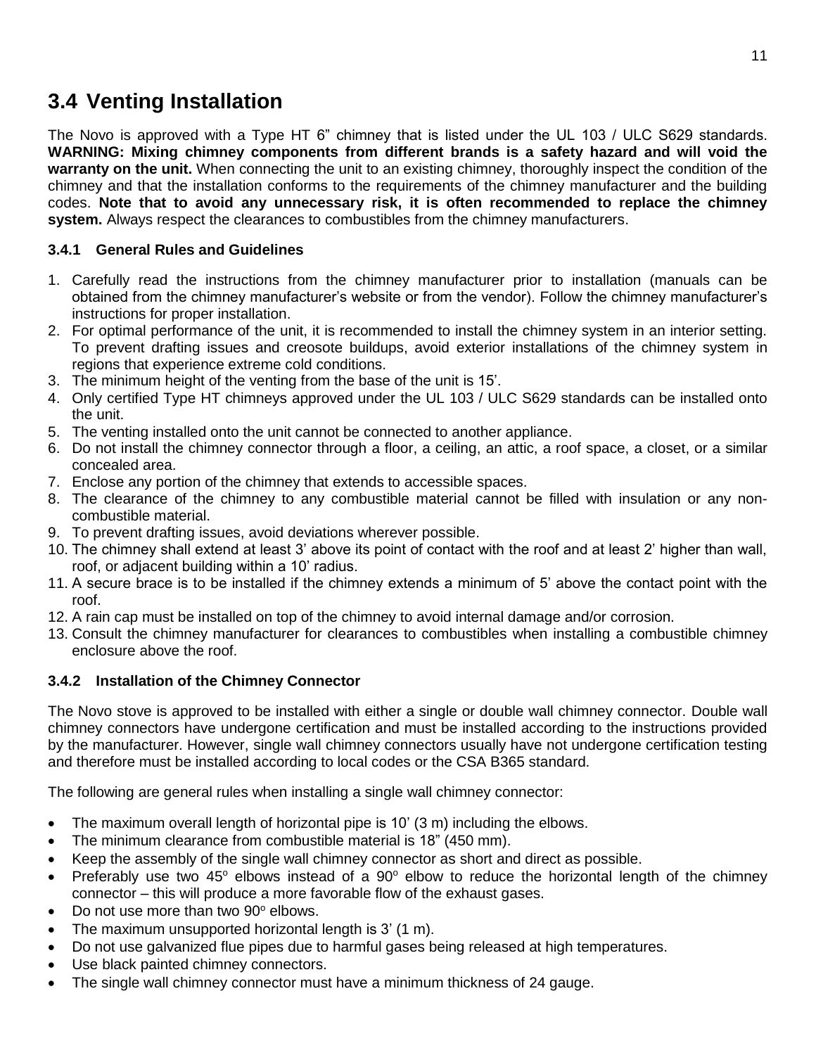## 3.4 Venting Installation

The Novo is approved with a Type HT 6” chimney that is listed under the UL 103 / ULC S629 standards. **WARNING: Mixing chimney components from different brands is a safety hazard and will void the warranty on the unit.** When connecting the unit to an existing chimney, thoroughly inspect the condition of the chimney and that the installation conforms to the requirements of the chimney manufacturer and the building codes. **Note that to avoid any unnecessary risk, it is often recommended to replace the chimney system.** Always respect the clearances to combustibles from the chimney manufacturers.

### 3.4.1 General Rules and Guidelines

1. Carefully read the instructions from the chimney manufacturer prior to installation (manuals can be obtained from the chimney manufacturer’s website or from the vendor). Follow the chimney manufacturer’s instructions for proper installation.
2. For optimal performance of the unit, it is recommended to install the chimney system in an interior setting. To prevent drafting issues and creosote buildups, avoid exterior installations of the chimney system in regions that experience extreme cold conditions.
3. The minimum height of the venting from the base of the unit is 15’.
4. Only certified Type HT chimneys approved under the UL 103 / ULC S629 standards can be installed onto the unit.
5. The venting installed onto the unit cannot be connected to another appliance.
6. Do not install the chimney connector through a floor, a ceiling, an attic, a roof space, a closet, or a similar concealed area.
7. Enclose any portion of the chimney that extends to accessible spaces.
8. The clearance of the chimney to any combustible material cannot be filled with insulation or any non-combustible material.
9. To prevent drafting issues, avoid deviations wherever possible.
10. The chimney shall extend at least 3’ above its point of contact with the roof and at least 2’ higher than wall, roof, or adjacent building within a 10’ radius.
11. A secure brace is to be installed if the chimney extends a minimum of 5’ above the contact point with the roof.
12. A rain cap must be installed on top of the chimney to avoid internal damage and/or corrosion.
13. Consult the chimney manufacturer for clearances to combustibles when installing a combustible chimney enclosure above the roof.

### 3.4.2 Installation of the Chimney Connector

The Novo stove is approved to be installed with either a single or double wall chimney connector. Double wall chimney connectors have undergone certification and must be installed according to the instructions provided by the manufacturer. However, single wall chimney connectors usually have not undergone certification testing and therefore must be installed according to local codes or the CSA B365 standard.

The following are general rules when installing a single wall chimney connector:

- The maximum overall length of horizontal pipe is 10’ (3 m) including the elbows.
- The minimum clearance from combustible material is 18” (450 mm).
- Keep the assembly of the single wall chimney connector as short and direct as possible.
- Preferably use two 45° elbows instead of a 90° elbow to reduce the horizontal length of the chimney connector – this will produce a more favorable flow of the exhaust gases.
- Do not use more than two 90° elbows.
- The maximum unsupported horizontal length is 3’ (1 m).
- Do not use galvanized flue pipes due to harmful gases being released at high temperatures.
- Use black painted chimney connectors.
- The single wall chimney connector must have a minimum thickness of 24 gauge.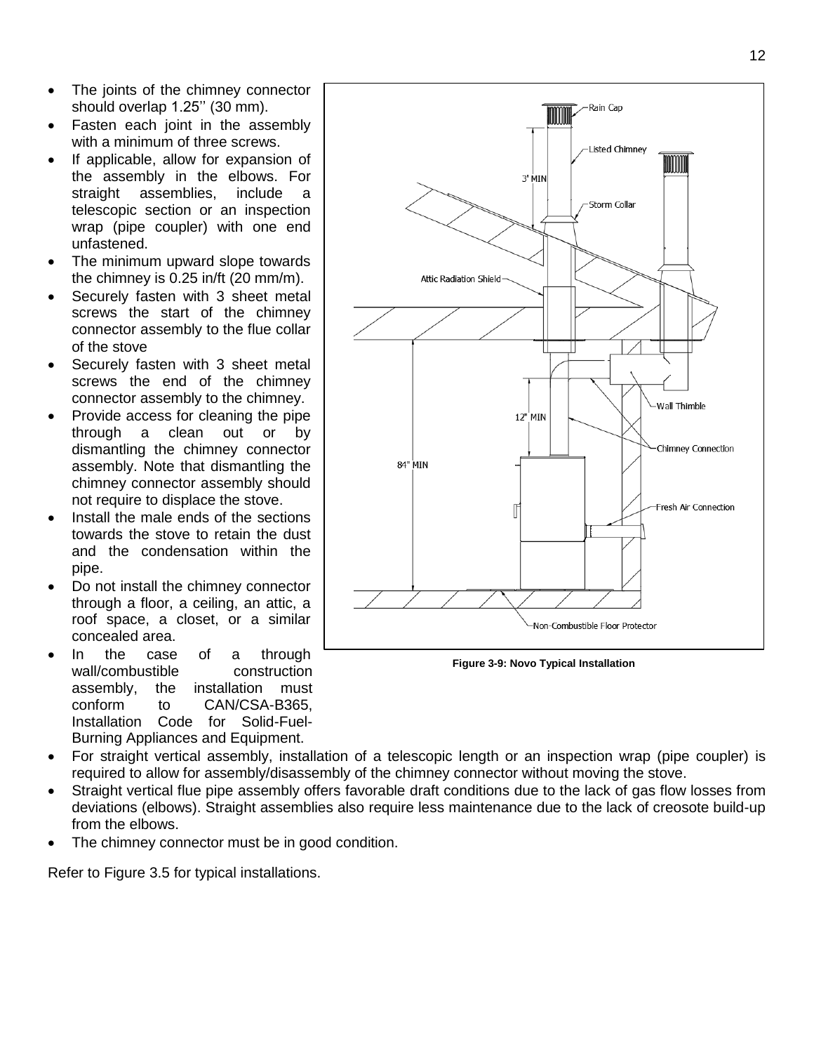- The joints of the chimney connector should overlap 1.25'' (30 mm).
- Fasten each joint in the assembly with a minimum of three screws.
- If applicable, allow for expansion of the assembly in the elbows. For straight assemblies, include a telescopic section or an inspection wrap (pipe coupler) with one end unfastened.
- The minimum upward slope towards the chimney is 0.25 in/ft (20 mm/m).
- Securely fasten with 3 sheet metal screws the start of the chimney connector assembly to the flue collar of the stove
- Securely fasten with 3 sheet metal screws the end of the chimney connector assembly to the chimney.
- Provide access for cleaning the pipe through a clean out or by dismantling the chimney connector assembly. Note that dismantling the chimney connector assembly should not require to displace the stove.
- Install the male ends of the sections towards the stove to retain the dust and the condensation within the pipe.
- Do not install the chimney connector through a floor, a ceiling, an attic, a roof space, a closet, or a similar concealed area.
- In the case of a through wall/combustible construction assembly, the installation must conform to CAN/CSA-B365, Installation Code for Solid-Fuel-Burning Appliances and Equipment.
- For straight vertical assembly, installation of a telescopic length or an inspection wrap (pipe coupler) is required to allow for assembly/disassembly of the chimney connector without moving the stove.
- Straight vertical flue pipe assembly offers favorable draft conditions due to the lack of gas flow losses from deviations (elbows). Straight assemblies also require less maintenance due to the lack of creosote build-up from the elbows.
- The chimney connector must be in good condition.

Figure 3-9: Novo Typical Installation

Refer to Figure 3.5 for typical installations.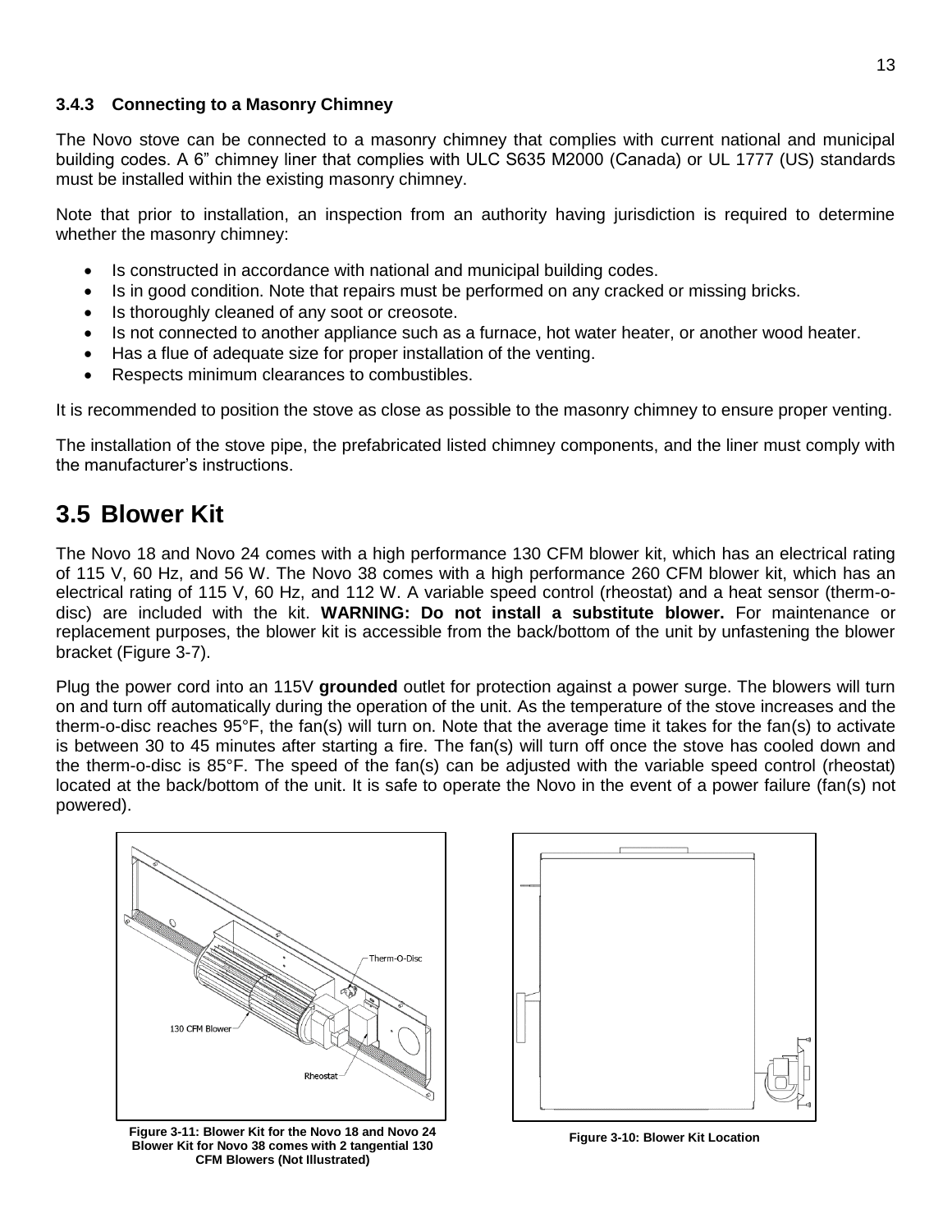### 3.4.3 Connecting to a Masonry Chimney

The Novo stove can be connected to a masonry chimney that complies with current national and municipal building codes. A 6" chimney liner that complies with ULC S635 M2000 (Canada) or UL 1777 (US) standards must be installed within the existing masonry chimney.

Note that prior to installation, an inspection from an authority having jurisdiction is required to determine whether the masonry chimney:

- Is constructed in accordance with national and municipal building codes.
- Is in good condition. Note that repairs must be performed on any cracked or missing bricks.
- Is thoroughly cleaned of any soot or creosote.
- Is not connected to another appliance such as a furnace, hot water heater, or another wood heater.
- Has a flue of adequate size for proper installation of the venting.
- Respects minimum clearances to combustibles.

It is recommended to position the stove as close as possible to the masonry chimney to ensure proper venting.

The installation of the stove pipe, the prefabricated listed chimney components, and the liner must comply with the manufacturer's instructions.

## 3.5 Blower Kit

The Novo 18 and Novo 24 comes with a high performance 130 CFM blower kit, which has an electrical rating of 115 V, 60 Hz, and 56 W. The Novo 38 comes with a high performance 260 CFM blower kit, which has an electrical rating of 115 V, 60 Hz, and 112 W. A variable speed control (rheostat) and a heat sensor (therm-o-disc) are included with the kit. **WARNING: Do not install a substitute blower.** For maintenance or replacement purposes, the blower kit is accessible from the back/bottom of the unit by unfastening the blower bracket (Figure 3-7).

Plug the power cord into an 115V **grounded** outlet for protection against a power surge. The blowers will turn on and turn off automatically during the operation of the unit. As the temperature of the stove increases and the therm-o-disc reaches 95°F, the fan(s) will turn on. Note that the average time it takes for the fan(s) to activate is between 30 to 45 minutes after starting a fire. The fan(s) will turn off once the stove has cooled down and the therm-o-disc is 85°F. The speed of the fan(s) can be adjusted with the variable speed control (rheostat) located at the back/bottom of the unit. It is safe to operate the Novo in the event of a power failure (fan(s) not powered).

**Figure 3-11: Blower Kit for the Novo 18 and Novo 24 Blower Kit for Novo 38 comes with 2 tangential 130 CFM Blowers (Not Illustrated)**

**Figure 3-10: Blower Kit Location**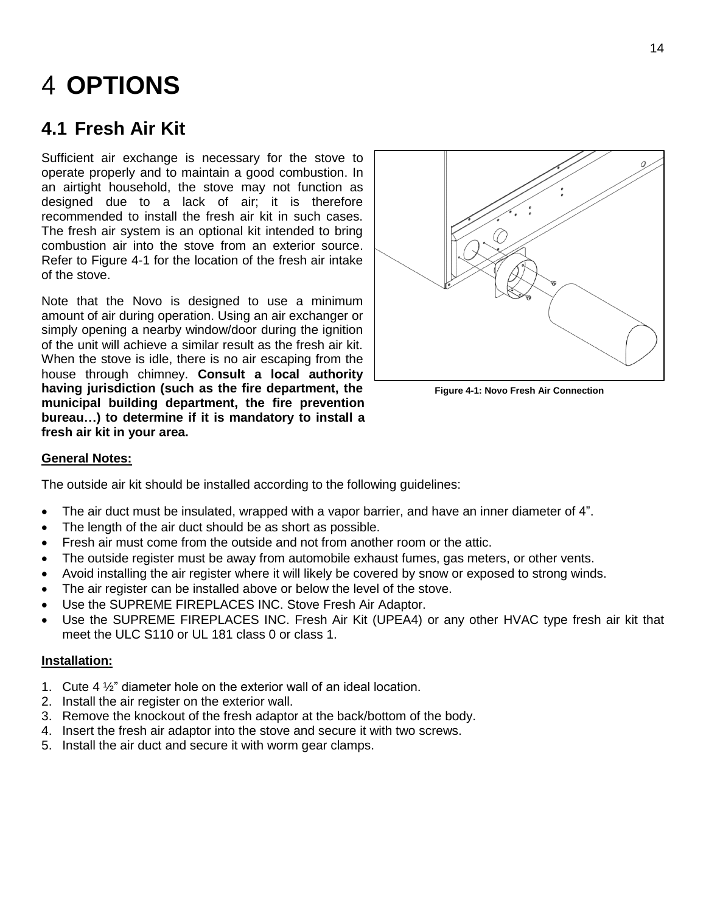# 4 OPTIONS

## 4.1 Fresh Air Kit

Sufficient air exchange is necessary for the stove to operate properly and to maintain a good combustion. In an airtight household, the stove may not function as designed due to a lack of air; it is therefore recommended to install the fresh air kit in such cases. The fresh air system is an optional kit intended to bring combustion air into the stove from an exterior source. Refer to Figure 4-1 for the location of the fresh air intake of the stove.

Note that the Novo is designed to use a minimum amount of air during operation. Using an air exchanger or simply opening a nearby window/door during the ignition of the unit will achieve a similar result as the fresh air kit. When the stove is idle, there is no air escaping from the house through chimney. **Consult a local authority having jurisdiction (such as the fire department, the municipal building department, the fire prevention bureau…) to determine if it is mandatory to install a fresh air kit in your area.**

**Figure 4-1: Novo Fresh Air Connection**

**General Notes:**

The outside air kit should be installed according to the following guidelines:

- The air duct must be insulated, wrapped with a vapor barrier, and have an inner diameter of 4".
- The length of the air duct should be as short as possible.
- Fresh air must come from the outside and not from another room or the attic.
- The outside register must be away from automobile exhaust fumes, gas meters, or other vents.
- Avoid installing the air register where it will likely be covered by snow or exposed to strong winds.
- The air register can be installed above or below the level of the stove.
- Use the SUPREME FIREPLACES INC. Stove Fresh Air Adaptor.
- Use the SUPREME FIREPLACES INC. Fresh Air Kit (UPEA4) or any other HVAC type fresh air kit that meet the ULC S110 or UL 181 class 0 or class 1.

**Installation:**

1. Cute 4 ½" diameter hole on the exterior wall of an ideal location.
2. Install the air register on the exterior wall.
3. Remove the knockout of the fresh adaptor at the back/bottom of the body.
4. Insert the fresh air adaptor into the stove and secure it with two screws.
5. Install the air duct and secure it with worm gear clamps.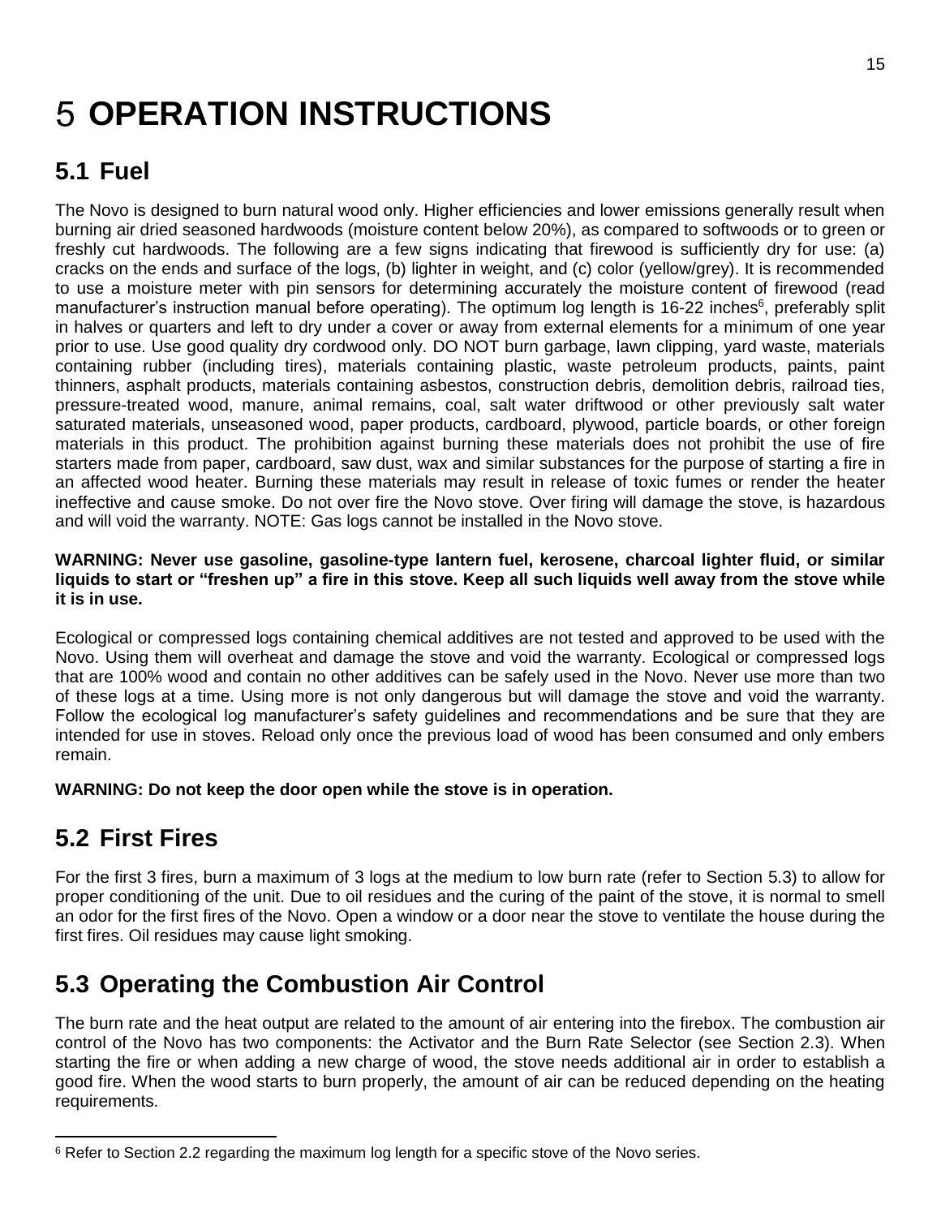# 5 OPERATION INSTRUCTIONS

## 5.1 Fuel

The Novo is designed to burn natural wood only. Higher efficiencies and lower emissions generally result when burning air dried seasoned hardwoods (moisture content below 20%), as compared to softwoods or to green or freshly cut hardwoods. The following are a few signs indicating that firewood is sufficiently dry for use: (a) cracks on the ends and surface of the logs, (b) lighter in weight, and (c) color (yellow/grey). It is recommended to use a moisture meter with pin sensors for determining accurately the moisture content of firewood (read manufacturer's instruction manual before operating). The optimum log length is 16-22 inches[6], preferably split in halves or quarters and left to dry under a cover or away from external elements for a minimum of one year prior to use. Use good quality dry cordwood only. DO NOT burn garbage, lawn clipping, yard waste, materials containing rubber (including tires), materials containing plastic, waste petroleum products, paints, paint thinners, asphalt products, materials containing asbestos, construction debris, demolition debris, railroad ties, pressure-treated wood, manure, animal remains, coal, salt water driftwood or other previously salt water saturated materials, unseasoned wood, paper products, cardboard, plywood, particle boards, or other foreign materials in this product. The prohibition against burning these materials does not prohibit the use of fire starters made from paper, cardboard, saw dust, wax and similar substances for the purpose of starting a fire in an affected wood heater. Burning these materials may result in release of toxic fumes or render the heater ineffective and cause smoke. Do not over fire the Novo stove. Over firing will damage the stove, is hazardous and will void the warranty. NOTE: Gas logs cannot be installed in the Novo stove.

**WARNING: Never use gasoline, gasoline-type lantern fuel, kerosene, charcoal lighter fluid, or similar liquids to start or "freshen up" a fire in this stove. Keep all such liquids well away from the stove while it is in use.**

Ecological or compressed logs containing chemical additives are not tested and approved to be used with the Novo. Using them will overheat and damage the stove and void the warranty. Ecological or compressed logs that are 100% wood and contain no other additives can be safely used in the Novo. Never use more than two of these logs at a time. Using more is not only dangerous but will damage the stove and void the warranty. Follow the ecological log manufacturer's safety guidelines and recommendations and be sure that they are intended for use in stoves. Reload only once the previous load of wood has been consumed and only embers remain.

**WARNING: Do not keep the door open while the stove is in operation.**

## 5.2 First Fires

For the first 3 fires, burn a maximum of 3 logs at the medium to low burn rate (refer to Section 5.3) to allow for proper conditioning of the unit. Due to oil residues and the curing of the paint of the stove, it is normal to smell an odor for the first fires of the Novo. Open a window or a door near the stove to ventilate the house during the first fires. Oil residues may cause light smoking.

## 5.3 Operating the Combustion Air Control

The burn rate and the heat output are related to the amount of air entering into the firebox. The combustion air control of the Novo has two components: the Activator and the Burn Rate Selector (see Section 2.3). When starting the fire or when adding a new charge of wood, the stove needs additional air in order to establish a good fire. When the wood starts to burn properly, the amount of air can be reduced depending on the heating requirements.

---

[6] Refer to Section 2.2 regarding the maximum log length for a specific stove of the Novo series.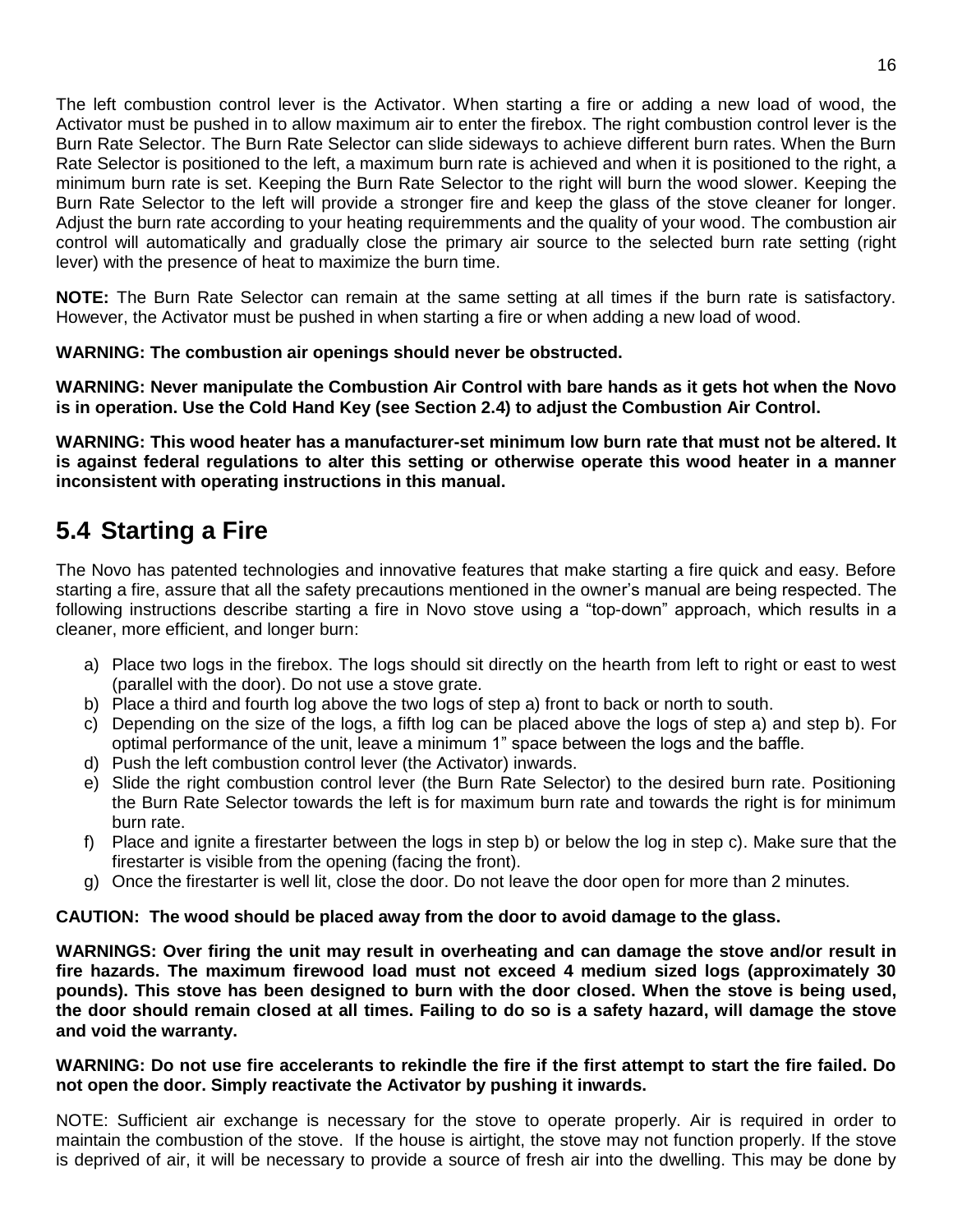The left combustion control lever is the Activator. When starting a fire or adding a new load of wood, the Activator must be pushed in to allow maximum air to enter the firebox. The right combustion control lever is the Burn Rate Selector. The Burn Rate Selector can slide sideways to achieve different burn rates. When the Burn Rate Selector is positioned to the left, a maximum burn rate is achieved and when it is positioned to the right, a minimum burn rate is set. Keeping the Burn Rate Selector to the right will burn the wood slower. Keeping the Burn Rate Selector to the left will provide a stronger fire and keep the glass of the stove cleaner for longer. Adjust the burn rate according to your heating requiremments and the quality of your wood. The combustion air control will automatically and gradually close the primary air source to the selected burn rate setting (right lever) with the presence of heat to maximize the burn time.

**NOTE:** The Burn Rate Selector can remain at the same setting at all times if the burn rate is satisfactory. However, the Activator must be pushed in when starting a fire or when adding a new load of wood.

**WARNING: The combustion air openings should never be obstructed.**

**WARNING: Never manipulate the Combustion Air Control with bare hands as it gets hot when the Novo is in operation. Use the Cold Hand Key (see Section 2.4) to adjust the Combustion Air Control.**

**WARNING: This wood heater has a manufacturer-set minimum low burn rate that must not be altered. It is against federal regulations to alter this setting or otherwise operate this wood heater in a manner inconsistent with operating instructions in this manual.**

## 5.4 Starting a Fire

The Novo has patented technologies and innovative features that make starting a fire quick and easy. Before starting a fire, assure that all the safety precautions mentioned in the owner's manual are being respected. The following instructions describe starting a fire in Novo stove using a "top-down" approach, which results in a cleaner, more efficient, and longer burn:

a) Place two logs in the firebox. The logs should sit directly on the hearth from left to right or east to west (parallel with the door). Do not use a stove grate.
b) Place a third and fourth log above the two logs of step a) front to back or north to south.
c) Depending on the size of the logs, a fifth log can be placed above the logs of step a) and step b). For optimal performance of the unit, leave a minimum 1" space between the logs and the baffle.
d) Push the left combustion control lever (the Activator) inwards.
e) Slide the right combustion control lever (the Burn Rate Selector) to the desired burn rate. Positioning the Burn Rate Selector towards the left is for maximum burn rate and towards the right is for minimum burn rate.
f) Place and ignite a firestarter between the logs in step b) or below the log in step c). Make sure that the firestarter is visible from the opening (facing the front).
g) Once the firestarter is well lit, close the door. Do not leave the door open for more than 2 minutes.

**CAUTION: The wood should be placed away from the door to avoid damage to the glass.**

**WARNINGS: Over firing the unit may result in overheating and can damage the stove and/or result in fire hazards. The maximum firewood load must not exceed 4 medium sized logs (approximately 30 pounds). This stove has been designed to burn with the door closed. When the stove is being used, the door should remain closed at all times. Failing to do so is a safety hazard, will damage the stove and void the warranty.**

**WARNING: Do not use fire accelerants to rekindle the fire if the first attempt to start the fire failed. Do not open the door. Simply reactivate the Activator by pushing it inwards.**

NOTE: Sufficient air exchange is necessary for the stove to operate properly. Air is required in order to maintain the combustion of the stove. If the house is airtight, the stove may not function properly. If the stove is deprived of air, it will be necessary to provide a source of fresh air into the dwelling. This may be done by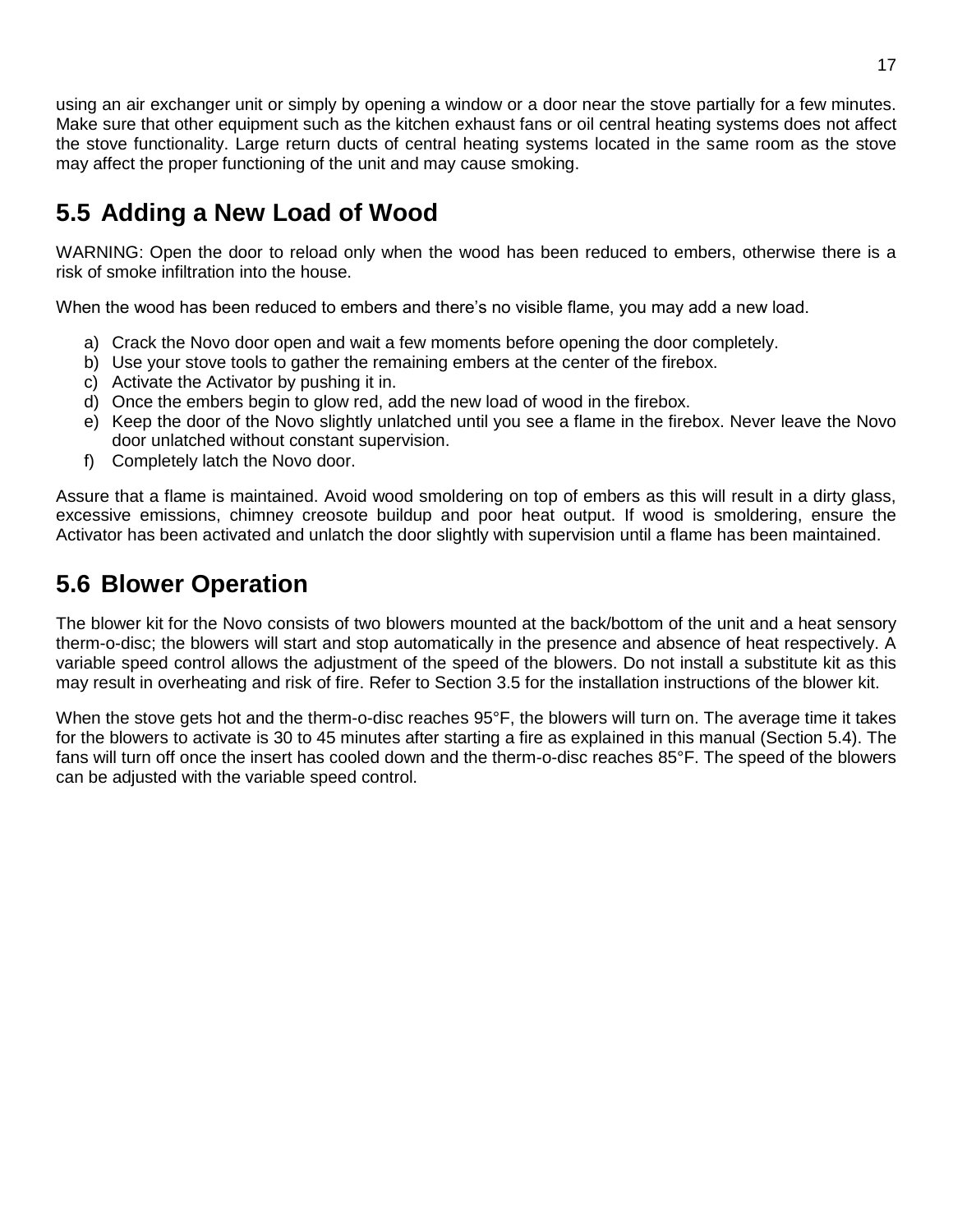using an air exchanger unit or simply by opening a window or a door near the stove partially for a few minutes. Make sure that other equipment such as the kitchen exhaust fans or oil central heating systems does not affect the stove functionality. Large return ducts of central heating systems located in the same room as the stove may affect the proper functioning of the unit and may cause smoking.

## 5.5 Adding a New Load of Wood

WARNING: Open the door to reload only when the wood has been reduced to embers, otherwise there is a risk of smoke infiltration into the house.

When the wood has been reduced to embers and there's no visible flame, you may add a new load.

a) Crack the Novo door open and wait a few moments before opening the door completely.
b) Use your stove tools to gather the remaining embers at the center of the firebox.
c) Activate the Activator by pushing it in.
d) Once the embers begin to glow red, add the new load of wood in the firebox.
e) Keep the door of the Novo slightly unlatched until you see a flame in the firebox. Never leave the Novo door unlatched without constant supervision.
f) Completely latch the Novo door.

Assure that a flame is maintained. Avoid wood smoldering on top of embers as this will result in a dirty glass, excessive emissions, chimney creosote buildup and poor heat output. If wood is smoldering, ensure the Activator has been activated and unlatch the door slightly with supervision until a flame has been maintained.

## 5.6 Blower Operation

The blower kit for the Novo consists of two blowers mounted at the back/bottom of the unit and a heat sensory therm-o-disc; the blowers will start and stop automatically in the presence and absence of heat respectively. A variable speed control allows the adjustment of the speed of the blowers. Do not install a substitute kit as this may result in overheating and risk of fire. Refer to Section 3.5 for the installation instructions of the blower kit.

When the stove gets hot and the therm-o-disc reaches 95°F, the blowers will turn on. The average time it takes for the blowers to activate is 30 to 45 minutes after starting a fire as explained in this manual (Section 5.4). The fans will turn off once the insert has cooled down and the therm-o-disc reaches 85°F. The speed of the blowers can be adjusted with the variable speed control.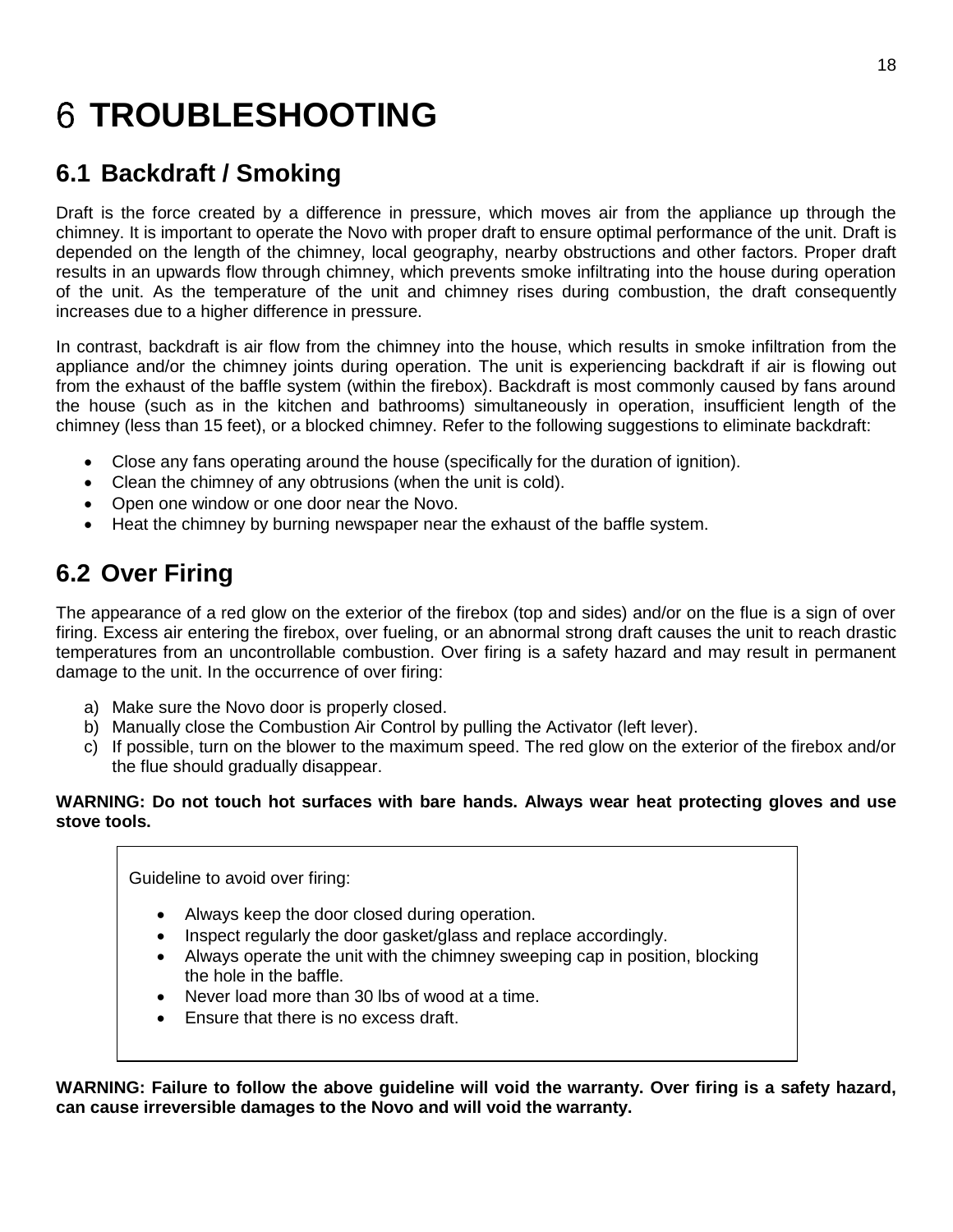# 6 TROUBLESHOOTING

## 6.1 Backdraft / Smoking

Draft is the force created by a difference in pressure, which moves air from the appliance up through the chimney. It is important to operate the Novo with proper draft to ensure optimal performance of the unit. Draft is depended on the length of the chimney, local geography, nearby obstructions and other factors. Proper draft results in an upwards flow through chimney, which prevents smoke infiltrating into the house during operation of the unit. As the temperature of the unit and chimney rises during combustion, the draft consequently increases due to a higher difference in pressure.

In contrast, backdraft is air flow from the chimney into the house, which results in smoke infiltration from the appliance and/or the chimney joints during operation. The unit is experiencing backdraft if air is flowing out from the exhaust of the baffle system (within the firebox). Backdraft is most commonly caused by fans around the house (such as in the kitchen and bathrooms) simultaneously in operation, insufficient length of the chimney (less than 15 feet), or a blocked chimney. Refer to the following suggestions to eliminate backdraft:

- Close any fans operating around the house (specifically for the duration of ignition).
- Clean the chimney of any obtrusions (when the unit is cold).
- Open one window or one door near the Novo.
- Heat the chimney by burning newspaper near the exhaust of the baffle system.

## 6.2 Over Firing

The appearance of a red glow on the exterior of the firebox (top and sides) and/or on the flue is a sign of over firing. Excess air entering the firebox, over fueling, or an abnormal strong draft causes the unit to reach drastic temperatures from an uncontrollable combustion. Over firing is a safety hazard and may result in permanent damage to the unit. In the occurrence of over firing:

a) Make sure the Novo door is properly closed.
b) Manually close the Combustion Air Control by pulling the Activator (left lever).
c) If possible, turn on the blower to the maximum speed. The red glow on the exterior of the firebox and/or the flue should gradually disappear.

**WARNING: Do not touch hot surfaces with bare hands. Always wear heat protecting gloves and use stove tools.**

Guideline to avoid over firing:

- Always keep the door closed during operation.
- Inspect regularly the door gasket/glass and replace accordingly.
- Always operate the unit with the chimney sweeping cap in position, blocking the hole in the baffle.
- Never load more than 30 lbs of wood at a time.
- Ensure that there is no excess draft.

**WARNING: Failure to follow the above guideline will void the warranty. Over firing is a safety hazard, can cause irreversible damages to the Novo and will void the warranty.**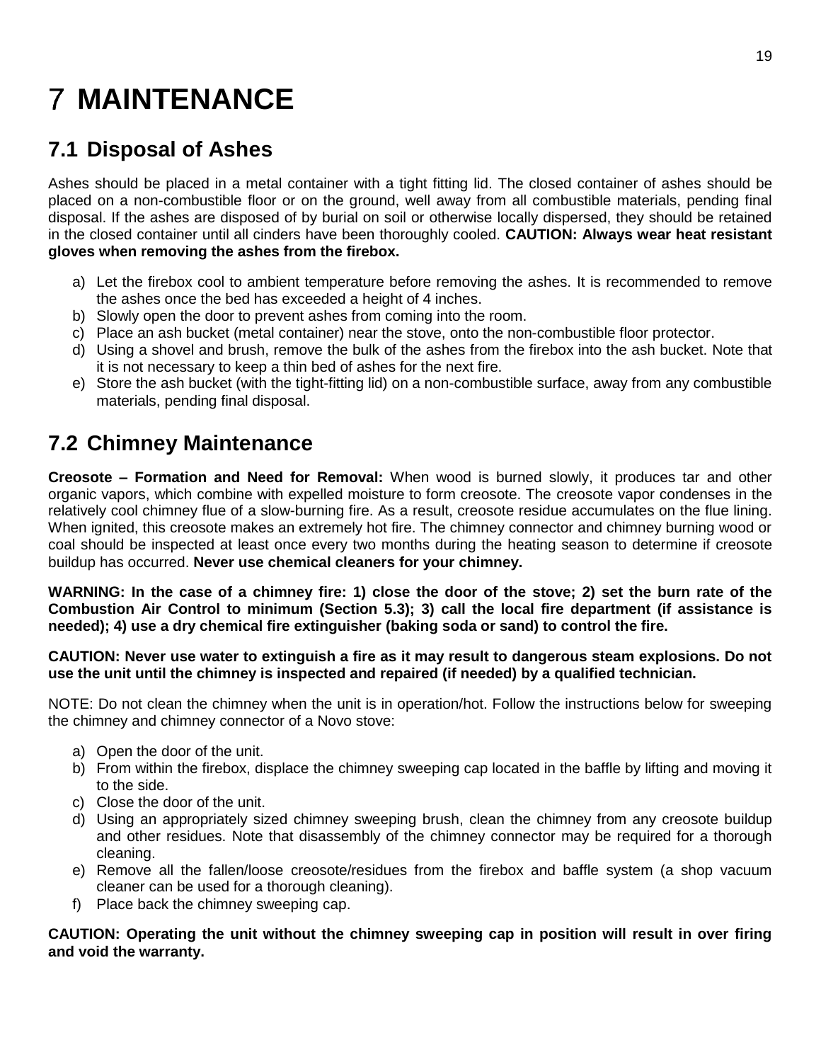# 7 MAINTENANCE

## 7.1 Disposal of Ashes

Ashes should be placed in a metal container with a tight fitting lid. The closed container of ashes should be placed on a non-combustible floor or on the ground, well away from all combustible materials, pending final disposal. If the ashes are disposed of by burial on soil or otherwise locally dispersed, they should be retained in the closed container until all cinders have been thoroughly cooled. **CAUTION: Always wear heat resistant gloves when removing the ashes from the firebox.**

a) Let the firebox cool to ambient temperature before removing the ashes. It is recommended to remove the ashes once the bed has exceeded a height of 4 inches.
b) Slowly open the door to prevent ashes from coming into the room.
c) Place an ash bucket (metal container) near the stove, onto the non-combustible floor protector.
d) Using a shovel and brush, remove the bulk of the ashes from the firebox into the ash bucket. Note that it is not necessary to keep a thin bed of ashes for the next fire.
e) Store the ash bucket (with the tight-fitting lid) on a non-combustible surface, away from any combustible materials, pending final disposal.

## 7.2 Chimney Maintenance

**Creosote – Formation and Need for Removal:** When wood is burned slowly, it produces tar and other organic vapors, which combine with expelled moisture to form creosote. The creosote vapor condenses in the relatively cool chimney flue of a slow-burning fire. As a result, creosote residue accumulates on the flue lining. When ignited, this creosote makes an extremely hot fire. The chimney connector and chimney burning wood or coal should be inspected at least once every two months during the heating season to determine if creosote buildup has occurred. **Never use chemical cleaners for your chimney.**

**WARNING: In the case of a chimney fire: 1) close the door of the stove; 2) set the burn rate of the Combustion Air Control to minimum (Section 5.3); 3) call the local fire department (if assistance is needed); 4) use a dry chemical fire extinguisher (baking soda or sand) to control the fire.**

**CAUTION: Never use water to extinguish a fire as it may result to dangerous steam explosions. Do not use the unit until the chimney is inspected and repaired (if needed) by a qualified technician.**

NOTE: Do not clean the chimney when the unit is in operation/hot. Follow the instructions below for sweeping the chimney and chimney connector of a Novo stove:

a) Open the door of the unit.
b) From within the firebox, displace the chimney sweeping cap located in the baffle by lifting and moving it to the side.
c) Close the door of the unit.
d) Using an appropriately sized chimney sweeping brush, clean the chimney from any creosote buildup and other residues. Note that disassembly of the chimney connector may be required for a thorough cleaning.
e) Remove all the fallen/loose creosote/residues from the firebox and baffle system (a shop vacuum cleaner can be used for a thorough cleaning).
f) Place back the chimney sweeping cap.

**CAUTION: Operating the unit without the chimney sweeping cap in position will result in over firing and void the warranty.**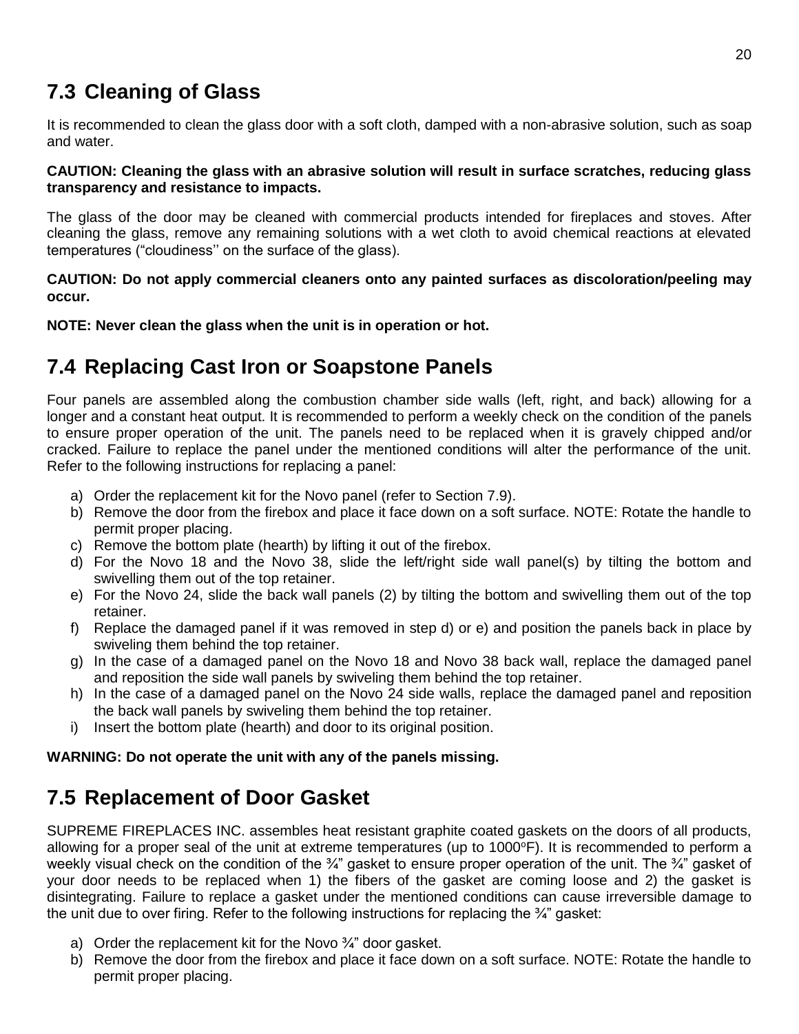## 7.3 Cleaning of Glass

It is recommended to clean the glass door with a soft cloth, damped with a non-abrasive solution, such as soap and water.

**CAUTION: Cleaning the glass with an abrasive solution will result in surface scratches, reducing glass transparency and resistance to impacts.**

The glass of the door may be cleaned with commercial products intended for fireplaces and stoves. After cleaning the glass, remove any remaining solutions with a wet cloth to avoid chemical reactions at elevated temperatures ("cloudiness'' on the surface of the glass).

**CAUTION: Do not apply commercial cleaners onto any painted surfaces as discoloration/peeling may occur.**

**NOTE: Never clean the glass when the unit is in operation or hot.**

## 7.4 Replacing Cast Iron or Soapstone Panels

Four panels are assembled along the combustion chamber side walls (left, right, and back) allowing for a longer and a constant heat output. It is recommended to perform a weekly check on the condition of the panels to ensure proper operation of the unit. The panels need to be replaced when it is gravely chipped and/or cracked. Failure to replace the panel under the mentioned conditions will alter the performance of the unit. Refer to the following instructions for replacing a panel:

a) Order the replacement kit for the Novo panel (refer to Section 7.9).
b) Remove the door from the firebox and place it face down on a soft surface. NOTE: Rotate the handle to permit proper placing.
c) Remove the bottom plate (hearth) by lifting it out of the firebox.
d) For the Novo 18 and the Novo 38, slide the left/right side wall panel(s) by tilting the bottom and swivelling them out of the top retainer.
e) For the Novo 24, slide the back wall panels (2) by tilting the bottom and swivelling them out of the top retainer.
f) Replace the damaged panel if it was removed in step d) or e) and position the panels back in place by swiveling them behind the top retainer.
g) In the case of a damaged panel on the Novo 18 and Novo 38 back wall, replace the damaged panel and reposition the side wall panels by swiveling them behind the top retainer.
h) In the case of a damaged panel on the Novo 24 side walls, replace the damaged panel and reposition the back wall panels by swiveling them behind the top retainer.
i) Insert the bottom plate (hearth) and door to its original position.

**WARNING: Do not operate the unit with any of the panels missing.**

## 7.5 Replacement of Door Gasket

SUPREME FIREPLACES INC. assembles heat resistant graphite coated gaskets on the doors of all products, allowing for a proper seal of the unit at extreme temperatures (up to 1000°F). It is recommended to perform a weekly visual check on the condition of the ¾" gasket to ensure proper operation of the unit. The ¾" gasket of your door needs to be replaced when 1) the fibers of the gasket are coming loose and 2) the gasket is disintegrating. Failure to replace a gasket under the mentioned conditions can cause irreversible damage to the unit due to over firing. Refer to the following instructions for replacing the ¾" gasket:

a) Order the replacement kit for the Novo ¾" door gasket.
b) Remove the door from the firebox and place it face down on a soft surface. NOTE: Rotate the handle to permit proper placing.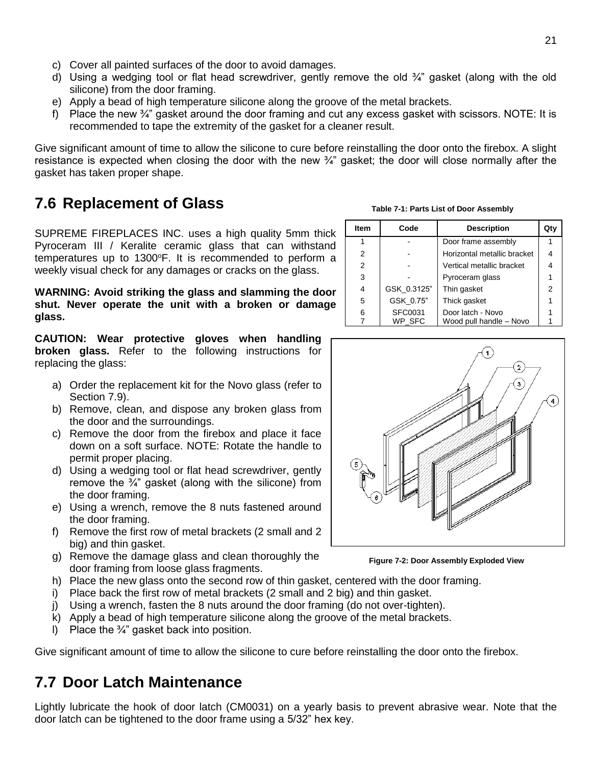c) Cover all painted surfaces of the door to avoid damages.
d) Using a wedging tool or flat head screwdriver, gently remove the old ¾" gasket (along with the old silicone) from the door framing.
e) Apply a bead of high temperature silicone along the groove of the metal brackets.
f) Place the new ¾" gasket around the door framing and cut any excess gasket with scissors. NOTE: It is recommended to tape the extremity of the gasket for a cleaner result.

Give significant amount of time to allow the silicone to cure before reinstalling the door onto the firebox. A slight resistance is expected when closing the door with the new ¾" gasket; the door will close normally after the gasket has taken proper shape.

## 7.6 Replacement of Glass

SUPREME FIREPLACES INC. uses a high quality 5mm thick Pyroceram III / Keralite ceramic glass that can withstand temperatures up to 1300ºF. It is recommended to perform a weekly visual check for any damages or cracks on the glass.

**WARNING: Avoid striking the glass and slamming the door shut. Never operate the unit with a broken or damage glass.**

**CAUTION: Wear protective gloves when handling broken glass.** Refer to the following instructions for replacing the glass:

a) Order the replacement kit for the Novo glass (refer to Section 7.9).
b) Remove, clean, and dispose any broken glass from the door and the surroundings.
c) Remove the door from the firebox and place it face down on a soft surface. NOTE: Rotate the handle to permit proper placing.
d) Using a wedging tool or flat head screwdriver, gently remove the ¾" gasket (along with the silicone) from the door framing.
e) Using a wrench, remove the 8 nuts fastened around the door framing.
f) Remove the first row of metal brackets (2 small and 2 big) and thin gasket.
g) Remove the damage glass and clean thoroughly the door framing from loose glass fragments.
h) Place the new glass onto the second row of thin gasket, centered with the door framing.
i) Place back the first row of metal brackets (2 small and 2 big) and thin gasket.
j) Using a wrench, fasten the 8 nuts around the door framing (do not over-tighten).
k) Apply a bead of high temperature silicone along the groove of the metal brackets.
l) Place the ¾" gasket back into position.

Give significant amount of time to allow the silicone to cure before reinstalling the door onto the firebox.

**Table 7-1: Parts List of Door Assembly**

| Item | Code | Description | Qty |
|---|---|---|---|
| 1 | - | Door frame assembly | 1 |
| 2 | - | Horizontal metallic bracket | 4 |
| 2 | - | Vertical metallic bracket | 4 |
| 3 | - | Pyroceram glass | 1 |
| 4 | GSK_0.3125" | Thin gasket | 2 |
| 5 | GSK_0.75" | Thick gasket | 1 |
| 6 | SFC0031 | Door latch - Novo | 1 |
| 7 | WP_SFC | Wood pull handle – Novo | 1 |

**Figure 7-2: Door Assembly Exploded View**

## 7.7 Door Latch Maintenance

Lightly lubricate the hook of door latch (CM0031) on a yearly basis to prevent abrasive wear. Note that the door latch can be tightened to the door frame using a 5/32" hex key.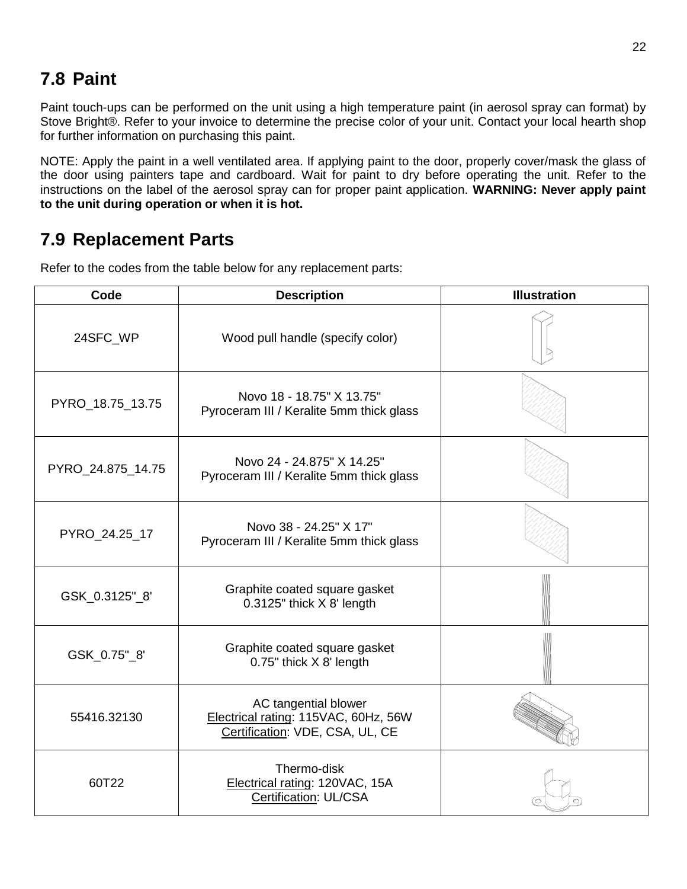## 7.8 Paint

Paint touch-ups can be performed on the unit using a high temperature paint (in aerosol spray can format) by Stove Bright®. Refer to your invoice to determine the precise color of your unit. Contact your local hearth shop for further information on purchasing this paint.

NOTE: Apply the paint in a well ventilated area. If applying paint to the door, properly cover/mask the glass of the door using painters tape and cardboard. Wait for paint to dry before operating the unit. Refer to the instructions on the label of the aerosol spray can for proper paint application. **WARNING: Never apply paint to the unit during operation or when it is hot.**

## 7.9 Replacement Parts

Refer to the codes from the table below for any replacement parts:

| Code | Description | Illustration |
|---|---|---|
| 24SFC_WP | Wood pull handle (specify color) | |
| PYRO_18.75_13.75 | Novo 18 - 18.75" X 13.75"<br>Pyroceram III / Keralite 5mm thick glass | |
| PYRO_24.875_14.75 | Novo 24 - 24.875" X 14.25"<br>Pyroceram III / Keralite 5mm thick glass | |
| PYRO_24.25_17 | Novo 38 - 24.25" X 17"<br>Pyroceram III / Keralite 5mm thick glass | |
| GSK_0.3125"_8' | Graphite coated square gasket<br>0.3125" thick X 8' length | |
| GSK_0.75"_8' | Graphite coated square gasket<br>0.75" thick X 8' length | |
| 55416.32130 | AC tangential blower<br>Electrical rating: 115VAC, 60Hz, 56W<br>Certification: VDE, CSA, UL, CE | |
| 60T22 | Thermo-disk<br>Electrical rating: 120VAC, 15A<br>Certification: UL/CSA | |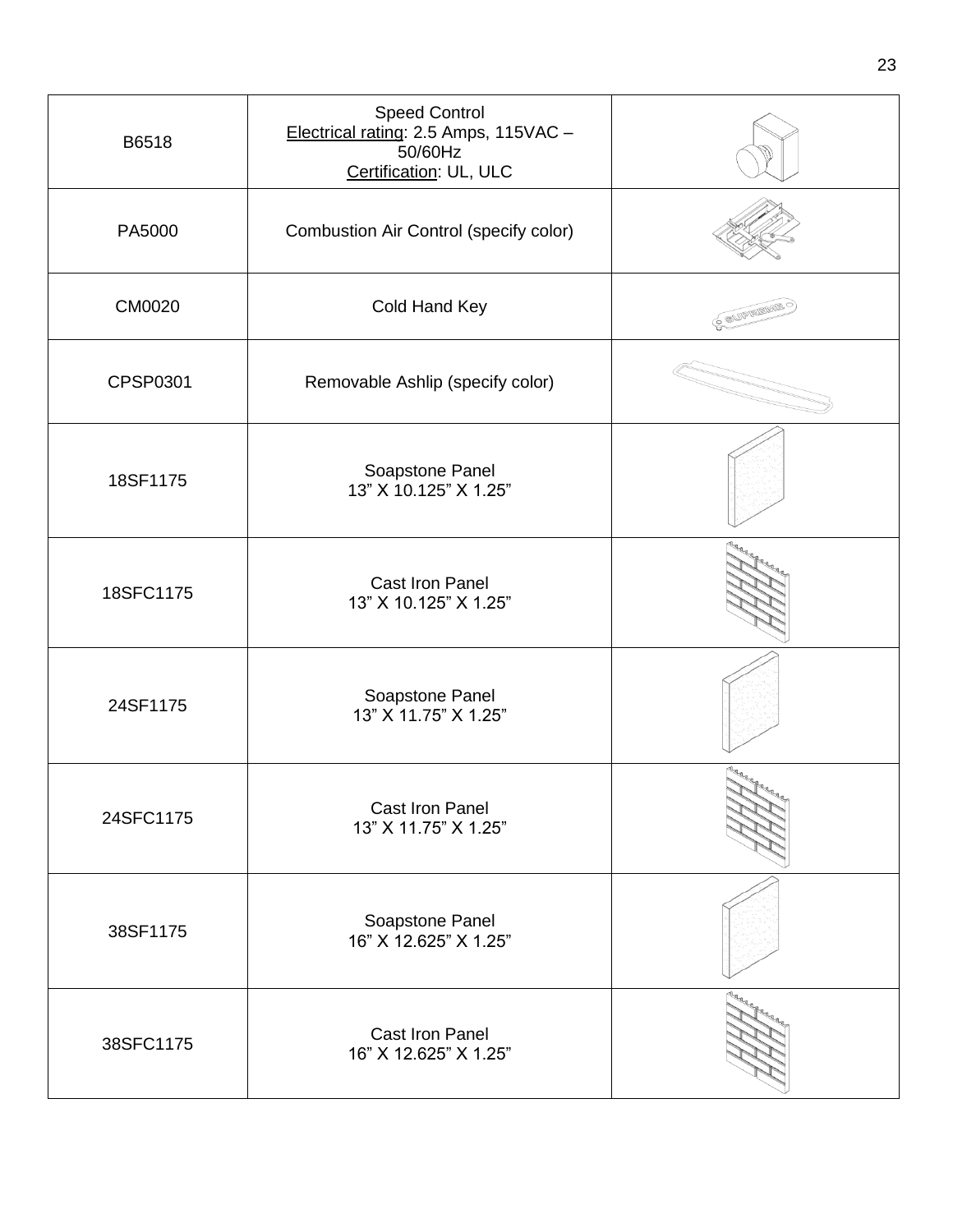| B6518 | Speed Control<br>Electrical rating: 2.5 Amps, 115VAC – 50/60Hz<br>Certification: UL, ULC | |
|---|---|---|
| PA5000 | Combustion Air Control (specify color) | |
| CM0020 | Cold Hand Key | |
| CPSP0301 | Removable Ashlip (specify color) | |
| 18SF1175 | Soapstone Panel<br>13" X 10.125" X 1.25" | |
| 18SFC1175 | Cast Iron Panel<br>13" X 10.125" X 1.25" | |
| 24SF1175 | Soapstone Panel<br>13" X 11.75" X 1.25" | |
| 24SFC1175 | Cast Iron Panel<br>13" X 11.75" X 1.25" | |
| 38SF1175 | Soapstone Panel<br>16" X 12.625" X 1.25" | |
| 38SFC1175 | Cast Iron Panel<br>16" X 12.625" X 1.25" | |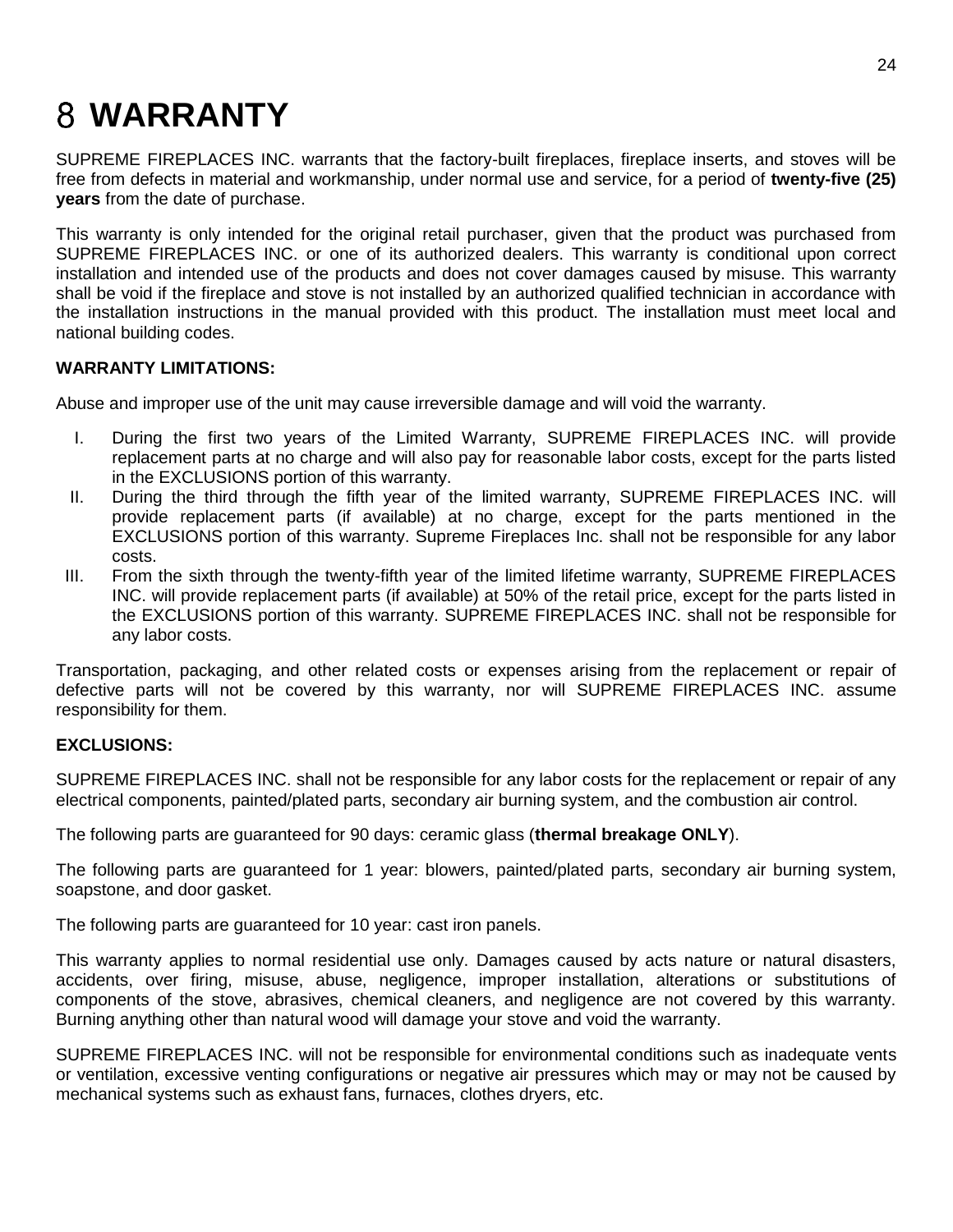# 8 WARRANTY

SUPREME FIREPLACES INC. warrants that the factory-built fireplaces, fireplace inserts, and stoves will be free from defects in material and workmanship, under normal use and service, for a period of **twenty-five (25) years** from the date of purchase.

This warranty is only intended for the original retail purchaser, given that the product was purchased from SUPREME FIREPLACES INC. or one of its authorized dealers. This warranty is conditional upon correct installation and intended use of the products and does not cover damages caused by misuse. This warranty shall be void if the fireplace and stove is not installed by an authorized qualified technician in accordance with the installation instructions in the manual provided with this product. The installation must meet local and national building codes.

**WARRANTY LIMITATIONS:**

Abuse and improper use of the unit may cause irreversible damage and will void the warranty.

I. During the first two years of the Limited Warranty, SUPREME FIREPLACES INC. will provide replacement parts at no charge and will also pay for reasonable labor costs, except for the parts listed in the EXCLUSIONS portion of this warranty.

II. During the third through the fifth year of the limited warranty, SUPREME FIREPLACES INC. will provide replacement parts (if available) at no charge, except for the parts mentioned in the EXCLUSIONS portion of this warranty. Supreme Fireplaces Inc. shall not be responsible for any labor costs.

III. From the sixth through the twenty-fifth year of the limited lifetime warranty, SUPREME FIREPLACES INC. will provide replacement parts (if available) at 50% of the retail price, except for the parts listed in the EXCLUSIONS portion of this warranty. SUPREME FIREPLACES INC. shall not be responsible for any labor costs.

Transportation, packaging, and other related costs or expenses arising from the replacement or repair of defective parts will not be covered by this warranty, nor will SUPREME FIREPLACES INC. assume responsibility for them.

**EXCLUSIONS:**

SUPREME FIREPLACES INC. shall not be responsible for any labor costs for the replacement or repair of any electrical components, painted/plated parts, secondary air burning system, and the combustion air control.

The following parts are guaranteed for 90 days: ceramic glass (**thermal breakage ONLY**).

The following parts are guaranteed for 1 year: blowers, painted/plated parts, secondary air burning system, soapstone, and door gasket.

The following parts are guaranteed for 10 year: cast iron panels.

This warranty applies to normal residential use only. Damages caused by acts nature or natural disasters, accidents, over firing, misuse, abuse, negligence, improper installation, alterations or substitutions of components of the stove, abrasives, chemical cleaners, and negligence are not covered by this warranty. Burning anything other than natural wood will damage your stove and void the warranty.

SUPREME FIREPLACES INC. will not be responsible for environmental conditions such as inadequate vents or ventilation, excessive venting configurations or negative air pressures which may or may not be caused by mechanical systems such as exhaust fans, furnaces, clothes dryers, etc.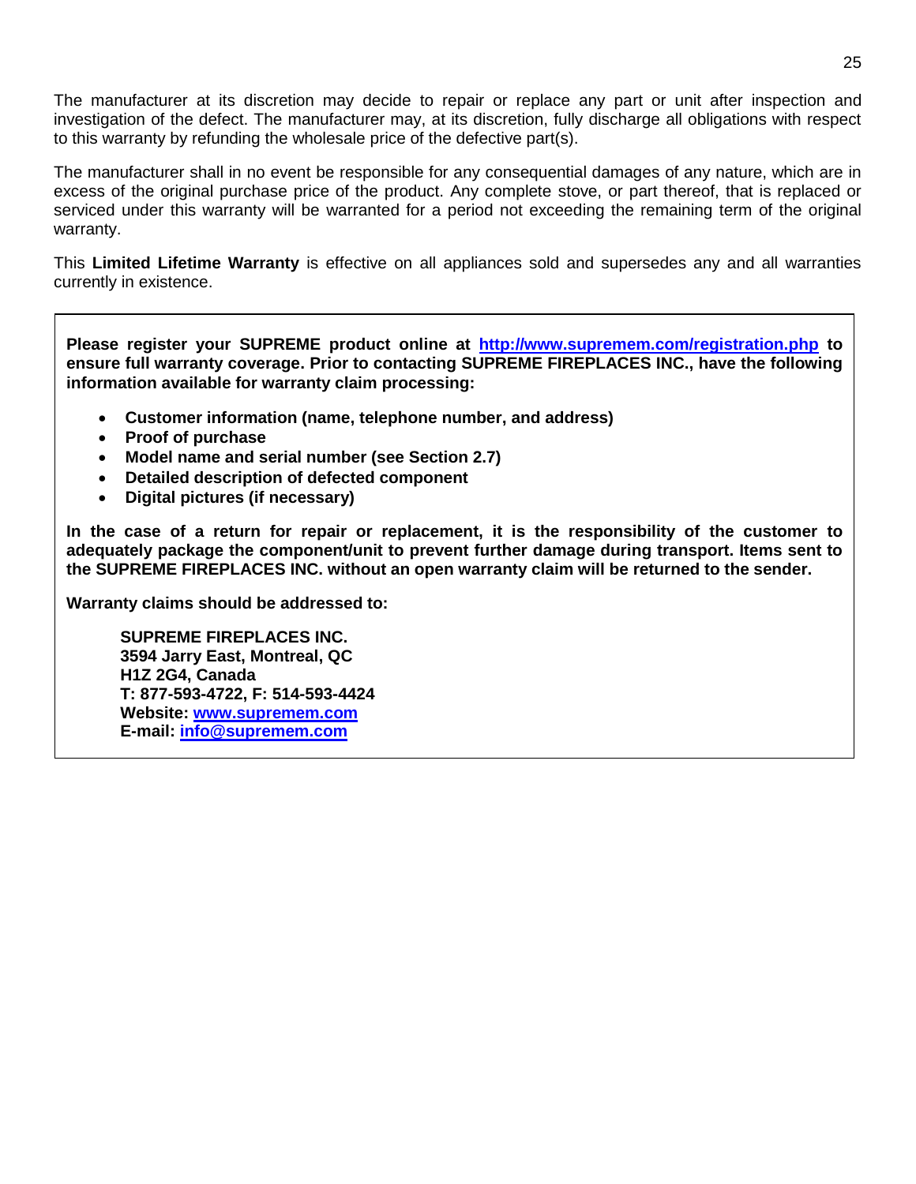The manufacturer at its discretion may decide to repair or replace any part or unit after inspection and investigation of the defect. The manufacturer may, at its discretion, fully discharge all obligations with respect to this warranty by refunding the wholesale price of the defective part(s).

The manufacturer shall in no event be responsible for any consequential damages of any nature, which are in excess of the original purchase price of the product. Any complete stove, or part thereof, that is replaced or serviced under this warranty will be warranted for a period not exceeding the remaining term of the original warranty.

This **Limited Lifetime Warranty** is effective on all appliances sold and supersedes any and all warranties currently in existence.

**Please register your SUPREME product online at [http://www.supremem.com/registration.php](http://www.supremem.com/registration.php) to ensure full warranty coverage. Prior to contacting SUPREME FIREPLACES INC., have the following information available for warranty claim processing:**

- **Customer information (name, telephone number, and address)**
- **Proof of purchase**
- **Model name and serial number (see Section 2.7)**
- **Detailed description of defected component**
- **Digital pictures (if necessary)**

**In the case of a return for repair or replacement, it is the responsibility of the customer to adequately package the component/unit to prevent further damage during transport. Items sent to the SUPREME FIREPLACES INC. without an open warranty claim will be returned to the sender.**

**Warranty claims should be addressed to:**

**SUPREME FIREPLACES INC.**
**3594 Jarry East, Montreal, QC**
**H1Z 2G4, Canada**
**T: 877-593-4722, F: 514-593-4424**
**Website: [www.supremem.com](http://www.supremem.com)**
**E-mail: [info@supremem.com](mailto:info@supremem.com)**